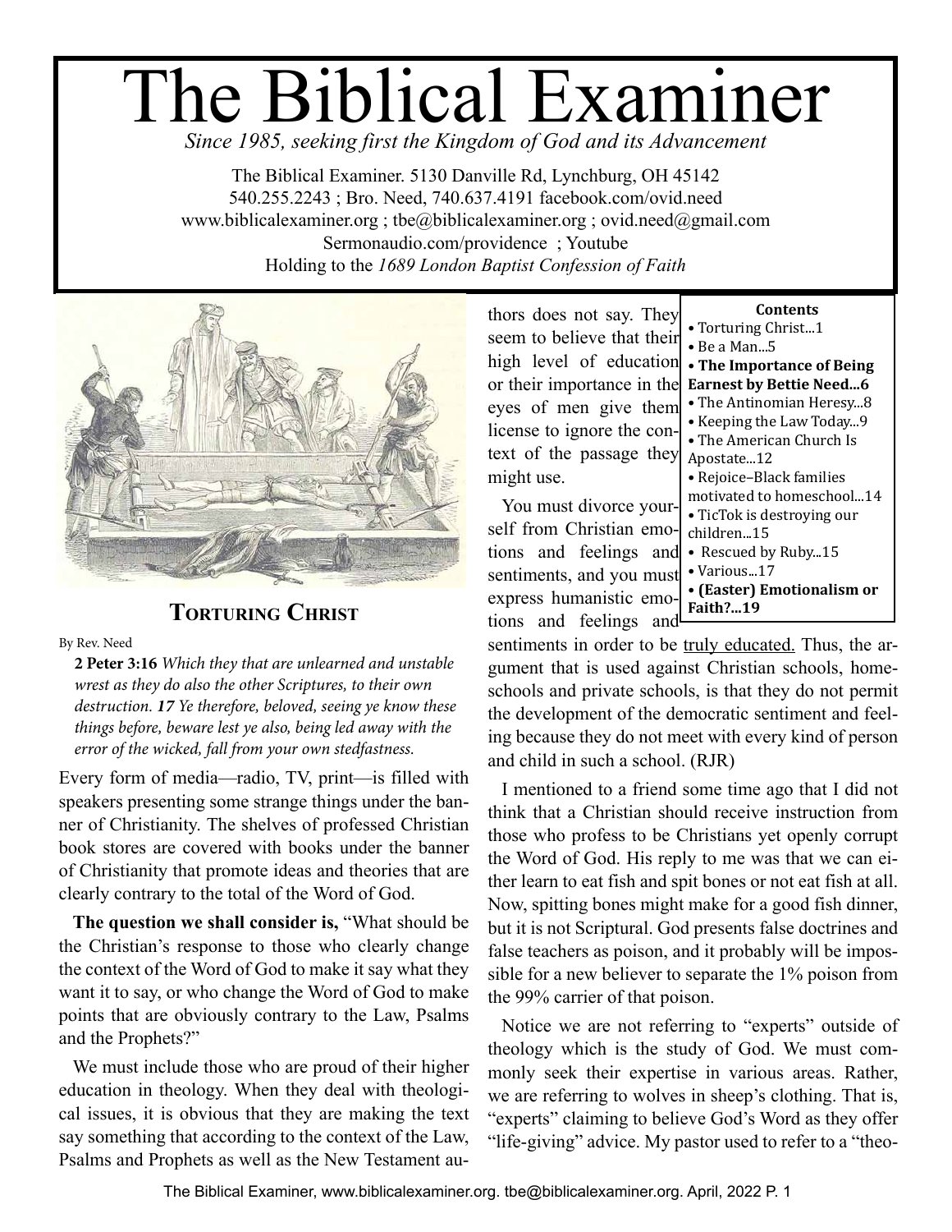# The Biblical Examiner

*Since 1985, seeking first the Kingdom of God and its Advancement*

The Biblical Examiner. 5130 Danville Rd, Lynchburg, OH 45142
540.255.2243 ; Bro. Need, 740.637.4191 facebook.com/ovid.need
www.biblicalexaminer.org ; tbe@biblicalexaminer.org ; ovid.need@gmail.com
Sermonaudio.com/providence ; Youtube
Holding to the *1689 London Baptist Confession of Faith*

**Contents**

- Torturing Christ...1
- Be a Man...5
- **The Importance of Being Earnest by Bettie Need...6**
- The Antinomian Heresy...8
- Keeping the Law Today...9
- The American Church Is Apostate...12
- Rejoice–Black families motivated to homeschool...14
- TicTok is destroying our children...15
- Rescued by Ruby...15
- Various...17
- **(Easter) Emotionalism or Faith?...19**

## Torturing Christ

By Rev. Need

> **2 Peter 3:16** *Which they that are unlearned and unstable wrest as they do also the other Scriptures, to their own destruction.* ***17*** *Ye therefore, beloved, seeing ye know these things before, beware lest ye also, being led away with the error of the wicked, fall from your own stedfastness.*

Every form of media—radio, TV, print—is filled with speakers presenting some strange things under the banner of Christianity. The shelves of professed Christian book stores are covered with books under the banner of Christianity that promote ideas and theories that are clearly contrary to the total of the Word of God.

**The question we shall consider is,** "What should be the Christian's response to those who clearly change the context of the Word of God to make it say what they want it to say, or who change the Word of God to make points that are obviously contrary to the Law, Psalms and the Prophets?"

We must include those who are proud of their higher education in theology. When they deal with theological issues, it is obvious that they are making the text say something that according to the context of the Law, Psalms and Prophets as well as the New Testament authors does not say. They seem to believe that their high level of education or their importance in the eyes of men give them license to ignore the context of the passage they might use.

You must divorce yourself from Christian emotions and feelings and sentiments, and you must express humanistic emotions and feelings and sentiments in order to be truly educated. Thus, the argument that is used against Christian schools, homeschools and private schools, is that they do not permit the development of the democratic sentiment and feeling because they do not meet with every kind of person and child in such a school. (RJR)

I mentioned to a friend some time ago that I did not think that a Christian should receive instruction from those who profess to be Christians yet openly corrupt the Word of God. His reply to me was that we can either learn to eat fish and spit bones or not eat fish at all. Now, spitting bones might make for a good fish dinner, but it is not Scriptural. God presents false doctrines and false teachers as poison, and it probably will be impossible for a new believer to separate the 1% poison from the 99% carrier of that poison.

Notice we are not referring to "experts" outside of theology which is the study of God. We must commonly seek their expertise in various areas. Rather, we are referring to wolves in sheep's clothing. That is, "experts" claiming to believe God's Word as they offer "life-giving" advice. My pastor used to refer to a "theo-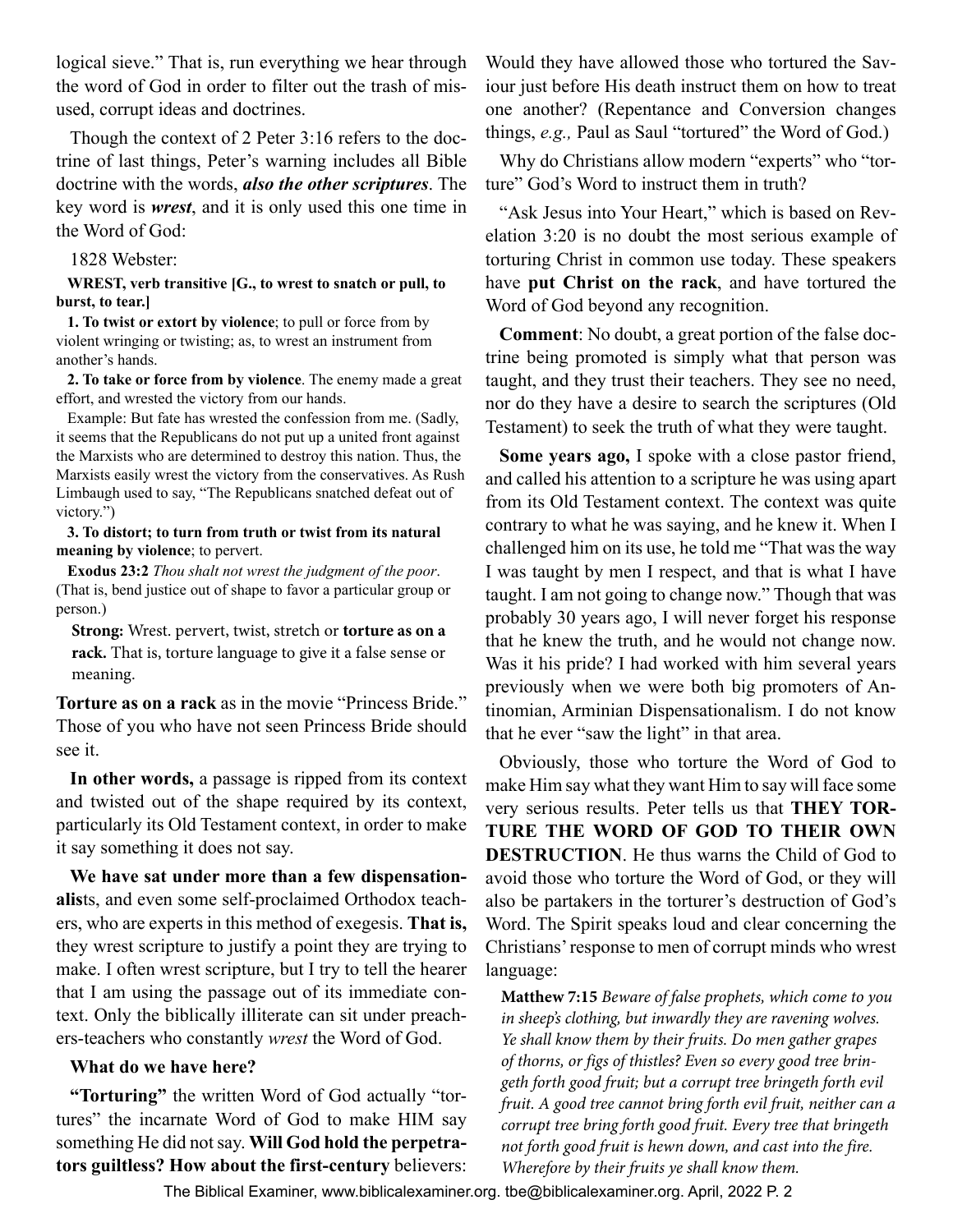logical sieve." That is, run everything we hear through the word of God in order to filter out the trash of misused, corrupt ideas and doctrines.

Though the context of 2 Peter 3:16 refers to the doctrine of last things, Peter's warning includes all Bible doctrine with the words, ***also the other scriptures***. The key word is ***wrest***, and it is only used this one time in the Word of God:

1828 Webster:

**WREST, verb transitive [G., to wrest to snatch or pull, to burst, to tear.]**

**1. To twist or extort by violence**; to pull or force from by violent wringing or twisting; as, to wrest an instrument from another's hands.

**2. To take or force from by violence**. The enemy made a great effort, and wrested the victory from our hands.

Example: But fate has wrested the confession from me. (Sadly, it seems that the Republicans do not put up a united front against the Marxists who are determined to destroy this nation. Thus, the Marxists easily wrest the victory from the conservatives. As Rush Limbaugh used to say, "The Republicans snatched defeat out of victory.")

**3. To distort; to turn from truth or twist from its natural meaning by violence**; to pervert.

**Exodus 23:2** *Thou shalt not wrest the judgment of the poor*. (That is, bend justice out of shape to favor a particular group or person.)

> **Strong:** Wrest. pervert, twist, stretch or **torture as on a rack.** That is, torture language to give it a false sense or meaning.

**Torture as on a rack** as in the movie "Princess Bride." Those of you who have not seen Princess Bride should see it.

**In other words,** a passage is ripped from its context and twisted out of the shape required by its context, particularly its Old Testament context, in order to make it say something it does not say.

**We have sat under more than a few dispensationalis**ts, and even some self-proclaimed Orthodox teachers, who are experts in this method of exegesis. **That is,** they wrest scripture to justify a point they are trying to make. I often wrest scripture, but I try to tell the hearer that I am using the passage out of its immediate context. Only the biblically illiterate can sit under preachers-teachers who constantly *wrest* the Word of God.

**What do we have here?**

**"Torturing"** the written Word of God actually "tortures" the incarnate Word of God to make HIM say something He did not say. **Will God hold the perpetrators guiltless? How about the first-century** believers: Would they have allowed those who tortured the Saviour just before His death instruct them on how to treat one another? (Repentance and Conversion changes things, *e.g.,* Paul as Saul "tortured" the Word of God.)

Why do Christians allow modern "experts" who "torture" God's Word to instruct them in truth?

"Ask Jesus into Your Heart," which is based on Revelation 3:20 is no doubt the most serious example of torturing Christ in common use today. These speakers have **put Christ on the rack**, and have tortured the Word of God beyond any recognition.

**Comment**: No doubt, a great portion of the false doctrine being promoted is simply what that person was taught, and they trust their teachers. They see no need, nor do they have a desire to search the scriptures (Old Testament) to seek the truth of what they were taught.

**Some years ago,** I spoke with a close pastor friend, and called his attention to a scripture he was using apart from its Old Testament context. The context was quite contrary to what he was saying, and he knew it. When I challenged him on its use, he told me "That was the way I was taught by men I respect, and that is what I have taught. I am not going to change now." Though that was probably 30 years ago, I will never forget his response that he knew the truth, and he would not change now. Was it his pride? I had worked with him several years previously when we were both big promoters of Antinomian, Arminian Dispensationalism. I do not know that he ever "saw the light" in that area.

Obviously, those who torture the Word of God to make Him say what they want Him to say will face some very serious results. Peter tells us that **THEY TORTURE THE WORD OF GOD TO THEIR OWN DESTRUCTION**. He thus warns the Child of God to avoid those who torture the Word of God, or they will also be partakers in the torturer's destruction of God's Word. The Spirit speaks loud and clear concerning the Christians' response to men of corrupt minds who wrest language:

> **Matthew 7:15** *Beware of false prophets, which come to you in sheep's clothing, but inwardly they are ravening wolves. Ye shall know them by their fruits. Do men gather grapes of thorns, or figs of thistles? Even so every good tree bringeth forth good fruit; but a corrupt tree bringeth forth evil fruit. A good tree cannot bring forth evil fruit, neither can a corrupt tree bring forth good fruit. Every tree that bringeth not forth good fruit is hewn down, and cast into the fire. Wherefore by their fruits ye shall know them.*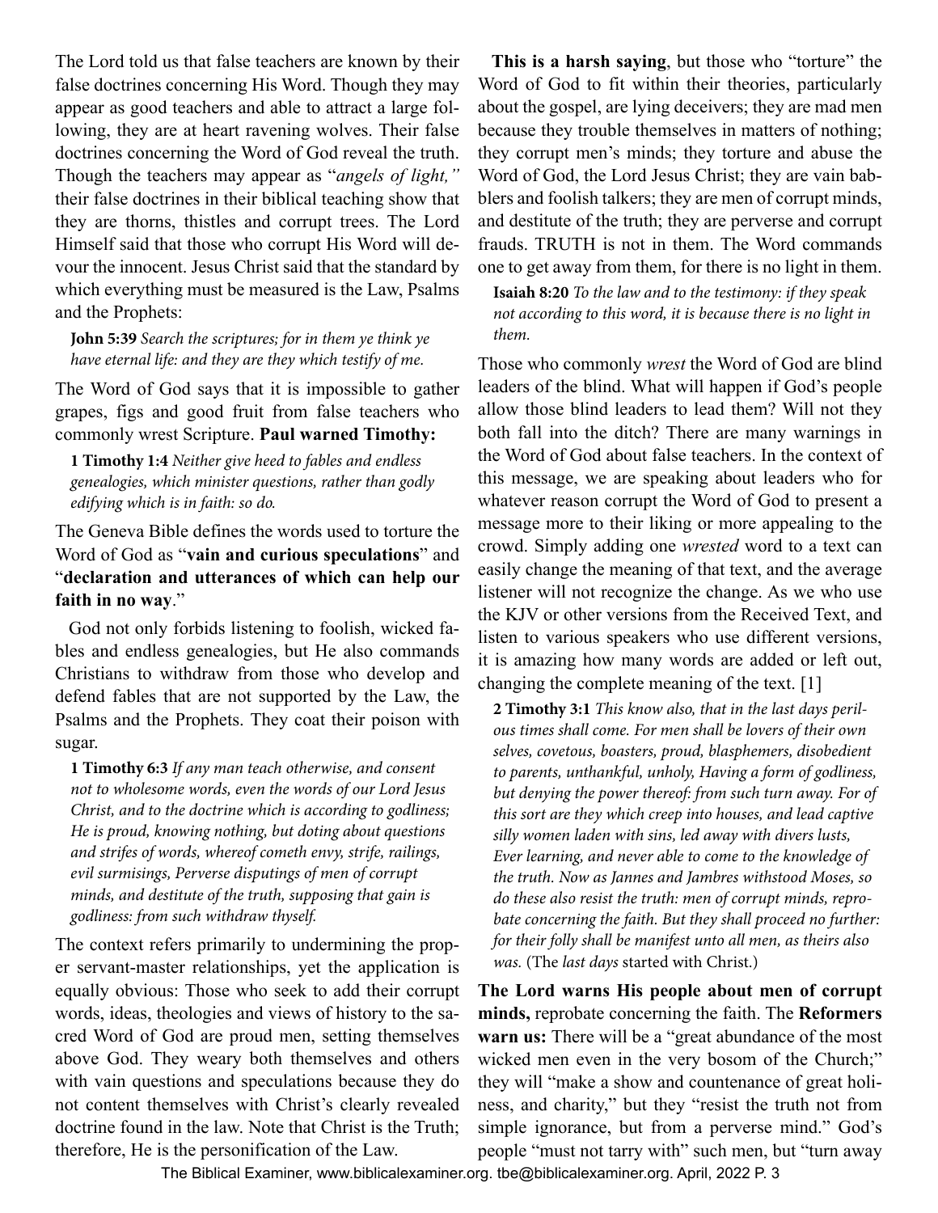The Lord told us that false teachers are known by their false doctrines concerning His Word. Though they may appear as good teachers and able to attract a large following, they are at heart ravening wolves. Their false doctrines concerning the Word of God reveal the truth. Though the teachers may appear as "*angels of light,"* their false doctrines in their biblical teaching show that they are thorns, thistles and corrupt trees. The Lord Himself said that those who corrupt His Word will devour the innocent. Jesus Christ said that the standard by which everything must be measured is the Law, Psalms and the Prophets:

> **John 5:39** *Search the scriptures; for in them ye think ye have eternal life: and they are they which testify of me.*

The Word of God says that it is impossible to gather grapes, figs and good fruit from false teachers who commonly wrest Scripture. **Paul warned Timothy:**

> **1 Timothy 1:4** *Neither give heed to fables and endless genealogies, which minister questions, rather than godly edifying which is in faith: so do.*

The Geneva Bible defines the words used to torture the Word of God as "**vain and curious speculations**" and "**declaration and utterances of which can help our faith in no way**."

God not only forbids listening to foolish, wicked fables and endless genealogies, but He also commands Christians to withdraw from those who develop and defend fables that are not supported by the Law, the Psalms and the Prophets. They coat their poison with sugar.

> **1 Timothy 6:3** *If any man teach otherwise, and consent not to wholesome words, even the words of our Lord Jesus Christ, and to the doctrine which is according to godliness; He is proud, knowing nothing, but doting about questions and strifes of words, whereof cometh envy, strife, railings, evil surmisings, Perverse disputings of men of corrupt minds, and destitute of the truth, supposing that gain is godliness: from such withdraw thyself.*

The context refers primarily to undermining the proper servant-master relationships, yet the application is equally obvious: Those who seek to add their corrupt words, ideas, theologies and views of history to the sacred Word of God are proud men, setting themselves above God. They weary both themselves and others with vain questions and speculations because they do not content themselves with Christ's clearly revealed doctrine found in the law. Note that Christ is the Truth; therefore, He is the personification of the Law.

**This is a harsh saying**, but those who "torture" the Word of God to fit within their theories, particularly about the gospel, are lying deceivers; they are mad men because they trouble themselves in matters of nothing; they corrupt men's minds; they torture and abuse the Word of God, the Lord Jesus Christ; they are vain babblers and foolish talkers; they are men of corrupt minds, and destitute of the truth; they are perverse and corrupt frauds. TRUTH is not in them. The Word commands one to get away from them, for there is no light in them.

> **Isaiah 8:20** *To the law and to the testimony: if they speak not according to this word, it is because there is no light in them.*

Those who commonly *wrest* the Word of God are blind leaders of the blind. What will happen if God's people allow those blind leaders to lead them? Will not they both fall into the ditch? There are many warnings in the Word of God about false teachers. In the context of this message, we are speaking about leaders who for whatever reason corrupt the Word of God to present a message more to their liking or more appealing to the crowd. Simply adding one *wrested* word to a text can easily change the meaning of that text, and the average listener will not recognize the change. As we who use the KJV or other versions from the Received Text, and listen to various speakers who use different versions, it is amazing how many words are added or left out, changing the complete meaning of the text. [1]

> **2 Timothy 3:1** *This know also, that in the last days perilous times shall come. For men shall be lovers of their own selves, covetous, boasters, proud, blasphemers, disobedient to parents, unthankful, unholy, Having a form of godliness, but denying the power thereof: from such turn away. For of this sort are they which creep into houses, and lead captive silly women laden with sins, led away with divers lusts, Ever learning, and never able to come to the knowledge of the truth. Now as Jannes and Jambres withstood Moses, so do these also resist the truth: men of corrupt minds, reprobate concerning the faith. But they shall proceed no further: for their folly shall be manifest unto all men, as theirs also was.* (The *last days* started with Christ.)

**The Lord warns His people about men of corrupt minds,** reprobate concerning the faith. The **Reformers warn us:** There will be a "great abundance of the most wicked men even in the very bosom of the Church;" they will "make a show and countenance of great holiness, and charity," but they "resist the truth not from simple ignorance, but from a perverse mind." God's people "must not tarry with" such men, but "turn away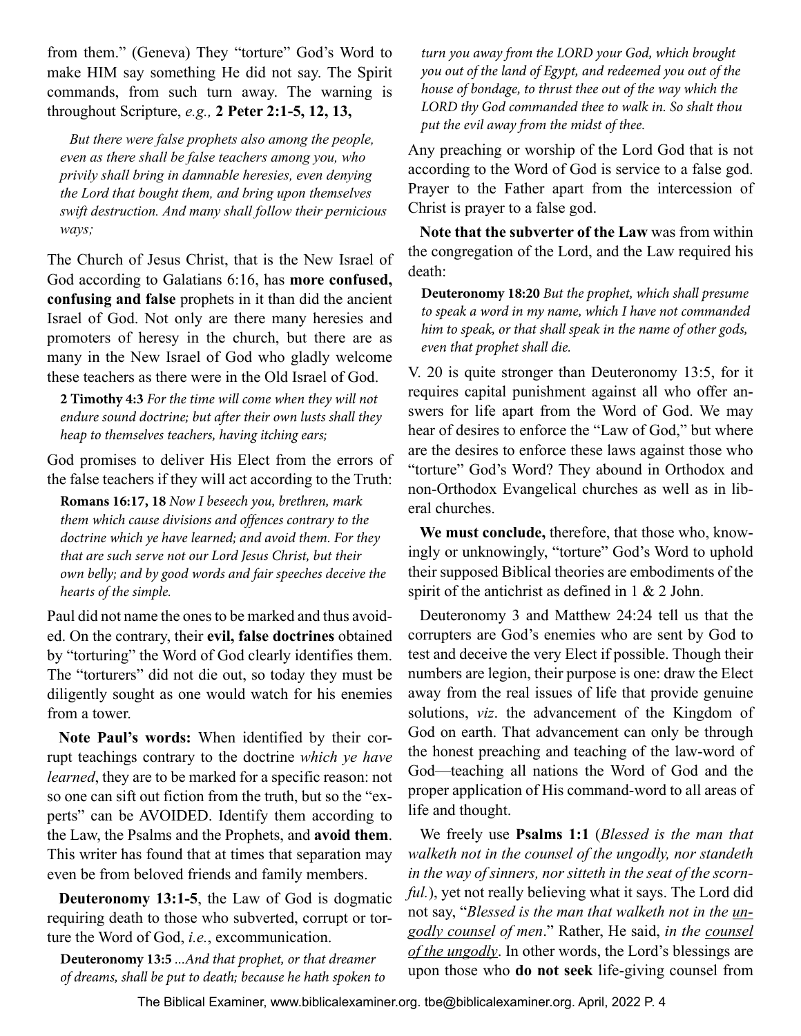from them." (Geneva) They "torture" God's Word to make HIM say something He did not say. The Spirit commands, from such turn away. The warning is throughout Scripture, *e.g.,* **2 Peter 2:1-5, 12, 13,**

> *But there were false prophets also among the people, even as there shall be false teachers among you, who privily shall bring in damnable heresies, even denying the Lord that bought them, and bring upon themselves swift destruction. And many shall follow their pernicious ways;*

The Church of Jesus Christ, that is the New Israel of God according to Galatians 6:16, has **more confused, confusing and false** prophets in it than did the ancient Israel of God. Not only are there many heresies and promoters of heresy in the church, but there are as many in the New Israel of God who gladly welcome these teachers as there were in the Old Israel of God.

> **2 Timothy 4:3** *For the time will come when they will not endure sound doctrine; but after their own lusts shall they heap to themselves teachers, having itching ears;*

God promises to deliver His Elect from the errors of the false teachers if they will act according to the Truth:

> **Romans 16:17, 18** *Now I beseech you, brethren, mark them which cause divisions and offences contrary to the doctrine which ye have learned; and avoid them. For they that are such serve not our Lord Jesus Christ, but their own belly; and by good words and fair speeches deceive the hearts of the simple.*

Paul did not name the ones to be marked and thus avoided. On the contrary, their **evil, false doctrines** obtained by "torturing" the Word of God clearly identifies them. The "torturers" did not die out, so today they must be diligently sought as one would watch for his enemies from a tower.

**Note Paul's words:** When identified by their corrupt teachings contrary to the doctrine *which ye have learned*, they are to be marked for a specific reason: not so one can sift out fiction from the truth, but so the "experts" can be AVOIDED. Identify them according to the Law, the Psalms and the Prophets, and **avoid them**. This writer has found that at times that separation may even be from beloved friends and family members.

**Deuteronomy 13:1-5**, the Law of God is dogmatic requiring death to those who subverted, corrupt or torture the Word of God, *i.e.*, excommunication.

> **Deuteronomy 13:5** *...And that prophet, or that dreamer of dreams, shall be put to death; because he hath spoken to turn you away from the LORD your God, which brought you out of the land of Egypt, and redeemed you out of the house of bondage, to thrust thee out of the way which the LORD thy God commanded thee to walk in. So shalt thou put the evil away from the midst of thee.*

Any preaching or worship of the Lord God that is not according to the Word of God is service to a false god. Prayer to the Father apart from the intercession of Christ is prayer to a false god.

**Note that the subverter of the Law** was from within the congregation of the Lord, and the Law required his death:

> **Deuteronomy 18:20** *But the prophet, which shall presume to speak a word in my name, which I have not commanded him to speak, or that shall speak in the name of other gods, even that prophet shall die.*

V. 20 is quite stronger than Deuteronomy 13:5, for it requires capital punishment against all who offer answers for life apart from the Word of God. We may hear of desires to enforce the "Law of God," but where are the desires to enforce these laws against those who "torture" God's Word? They abound in Orthodox and non-Orthodox Evangelical churches as well as in liberal churches.

**We must conclude,** therefore, that those who, knowingly or unknowingly, "torture" God's Word to uphold their supposed Biblical theories are embodiments of the spirit of the antichrist as defined in 1 & 2 John.

Deuteronomy 3 and Matthew 24:24 tell us that the corrupters are God's enemies who are sent by God to test and deceive the very Elect if possible. Though their numbers are legion, their purpose is one: draw the Elect away from the real issues of life that provide genuine solutions, *viz*. the advancement of the Kingdom of God on earth. That advancement can only be through the honest preaching and teaching of the law-word of God—teaching all nations the Word of God and the proper application of His command-word to all areas of life and thought.

We freely use **Psalms 1:1** (*Blessed is the man that walketh not in the counsel of the ungodly, nor standeth in the way of sinners, nor sitteth in the seat of the scornful.*), yet not really believing what it says. The Lord did not say, "*Blessed is the man that walketh not in the <u>ungodly counsel</u> of men*." Rather, He said, *in the <u>counsel of the ungodly</u>*. In other words, the Lord's blessings are upon those who **do not seek** life-giving counsel from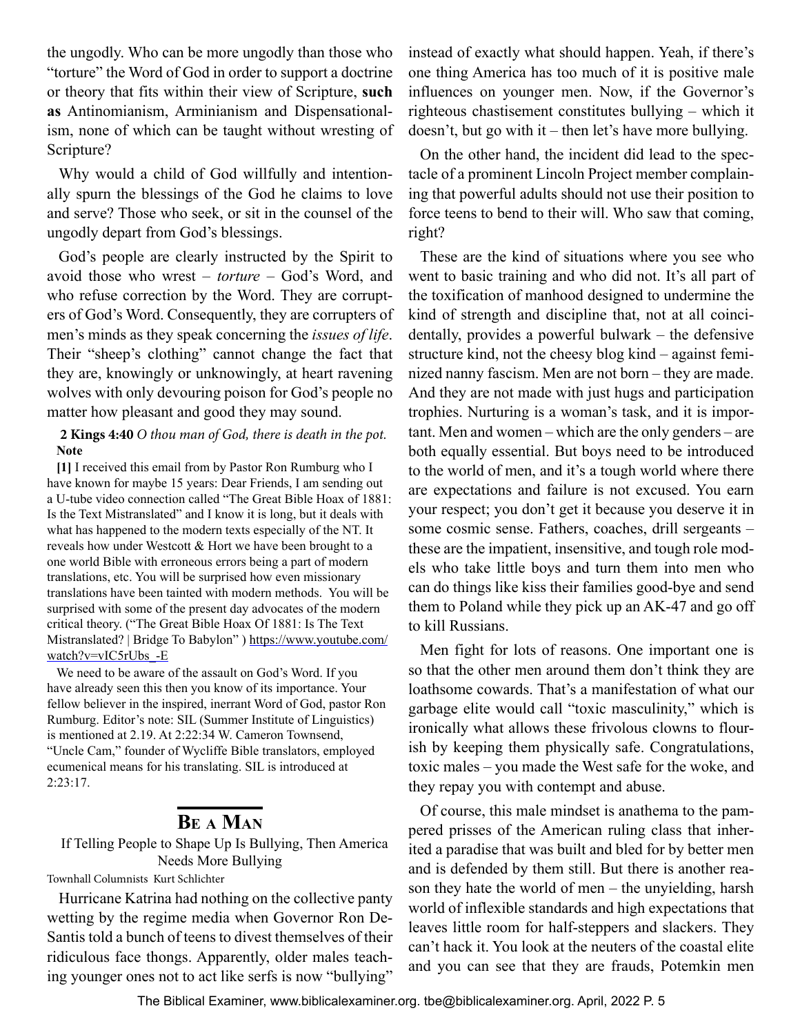the ungodly. Who can be more ungodly than those who "torture" the Word of God in order to support a doctrine or theory that fits within their view of Scripture, **such as** Antinomianism, Arminianism and Dispensationalism, none of which can be taught without wresting of Scripture?

Why would a child of God willfully and intentionally spurn the blessings of the God he claims to love and serve? Those who seek, or sit in the counsel of the ungodly depart from God's blessings.

God's people are clearly instructed by the Spirit to avoid those who wrest – *torture* – God's Word, and who refuse correction by the Word. They are corrupters of God's Word. Consequently, they are corrupters of men's minds as they speak concerning the *issues of life*. Their "sheep's clothing" cannot change the fact that they are, knowingly or unknowingly, at heart ravening wolves with only devouring poison for God's people no matter how pleasant and good they may sound.

**2 Kings 4:40** *O thou man of God, there is death in the pot.*

**Note**

**[1]** I received this email from by Pastor Ron Rumburg who I have known for maybe 15 years: Dear Friends, I am sending out a U-tube video connection called "The Great Bible Hoax of 1881: Is the Text Mistranslated" and I know it is long, but it deals with what has happened to the modern texts especially of the NT. It reveals how under Westcott & Hort we have been brought to a one world Bible with erroneous errors being a part of modern translations, etc. You will be surprised how even missionary translations have been tainted with modern methods. You will be surprised with some of the present day advocates of the modern critical theory. ("The Great Bible Hoax Of 1881: Is The Text Mistranslated? | Bridge To Babylon" ) https://www.youtube.com/watch?v=vIC5rUbs_-E

We need to be aware of the assault on God's Word. If you have already seen this then you know of its importance. Your fellow believer in the inspired, inerrant Word of God, pastor Ron Rumburg. Editor's note: SIL (Summer Institute of Linguistics) is mentioned at 2.19. At 2:22:34 W. Cameron Townsend, "Uncle Cam," founder of Wycliffe Bible translators, employed ecumenical means for his translating. SIL is introduced at 2:23:17.

## Be a Man

If Telling People to Shape Up Is Bullying, Then America Needs More Bullying

Townhall Columnists Kurt Schlichter

Hurricane Katrina had nothing on the collective panty wetting by the regime media when Governor Ron DeSantis told a bunch of teens to divest themselves of their ridiculous face thongs. Apparently, older males teaching younger ones not to act like serfs is now "bullying" instead of exactly what should happen. Yeah, if there's one thing America has too much of it is positive male influences on younger men. Now, if the Governor's righteous chastisement constitutes bullying – which it doesn't, but go with it – then let's have more bullying.

On the other hand, the incident did lead to the spectacle of a prominent Lincoln Project member complaining that powerful adults should not use their position to force teens to bend to their will. Who saw that coming, right?

These are the kind of situations where you see who went to basic training and who did not. It's all part of the toxification of manhood designed to undermine the kind of strength and discipline that, not at all coincidentally, provides a powerful bulwark – the defensive structure kind, not the cheesy blog kind – against feminized nanny fascism. Men are not born – they are made. And they are not made with just hugs and participation trophies. Nurturing is a woman's task, and it is important. Men and women – which are the only genders – are both equally essential. But boys need to be introduced to the world of men, and it's a tough world where there are expectations and failure is not excused. You earn your respect; you don't get it because you deserve it in some cosmic sense. Fathers, coaches, drill sergeants – these are the impatient, insensitive, and tough role models who take little boys and turn them into men who can do things like kiss their families good-bye and send them to Poland while they pick up an AK-47 and go off to kill Russians.

Men fight for lots of reasons. One important one is so that the other men around them don't think they are loathsome cowards. That's a manifestation of what our garbage elite would call "toxic masculinity," which is ironically what allows these frivolous clowns to flourish by keeping them physically safe. Congratulations, toxic males – you made the West safe for the woke, and they repay you with contempt and abuse.

Of course, this male mindset is anathema to the pampered prisses of the American ruling class that inherited a paradise that was built and bled for by better men and is defended by them still. But there is another reason they hate the world of men – the unyielding, harsh world of inflexible standards and high expectations that leaves little room for half-steppers and slackers. They can't hack it. You look at the neuters of the coastal elite and you can see that they are frauds, Potemkin men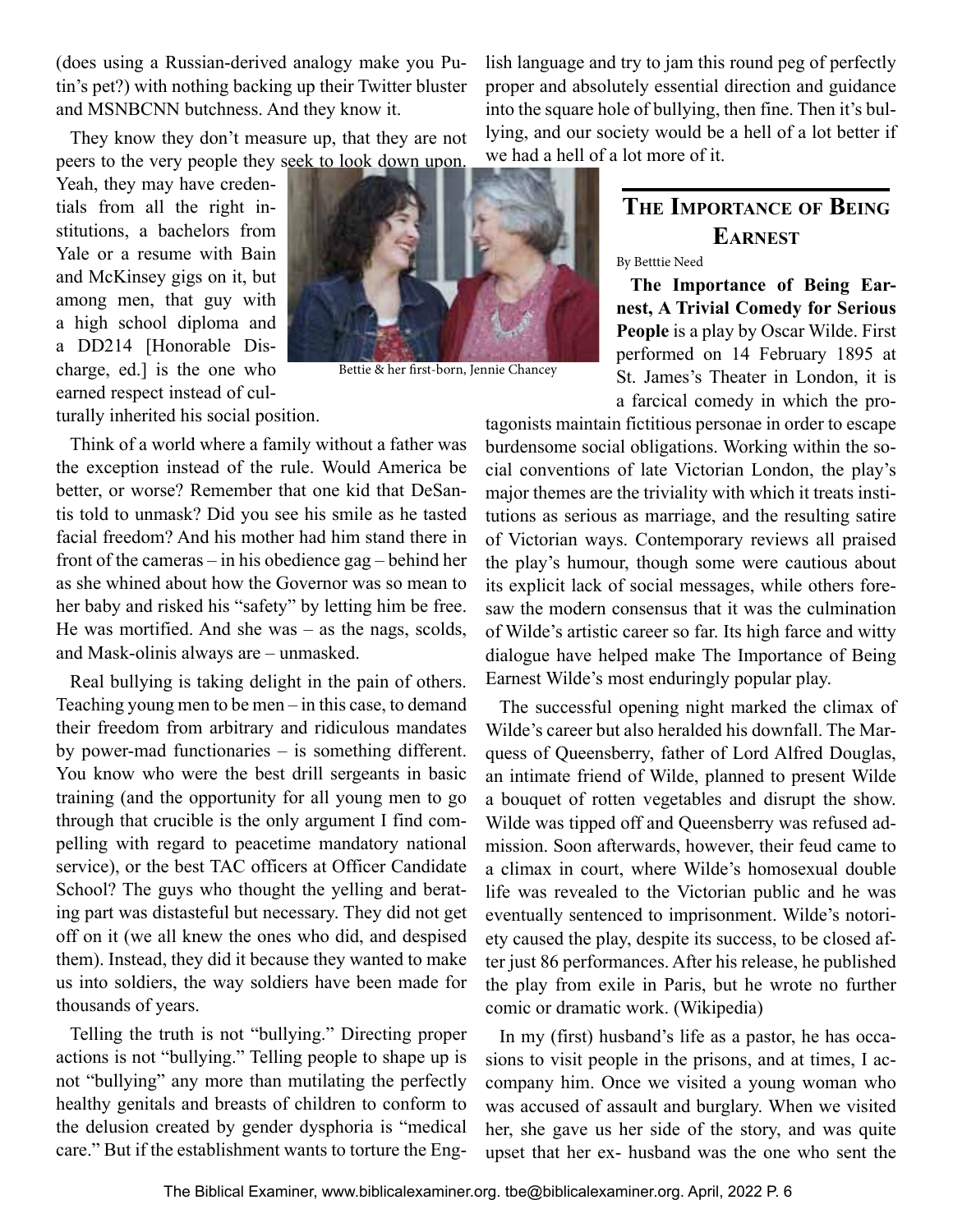(does using a Russian-derived analogy make you Putin's pet?) with nothing backing up their Twitter bluster and MSNBCNN butchness. And they know it.

They know they don't measure up, that they are not peers to the very people they seek to look down upon. Yeah, they may have credentials from all the right institutions, a bachelors from Yale or a resume with Bain and McKinsey gigs on it, but among men, that guy with a high school diploma and a DD214 [Honorable Discharge, ed.] is the one who earned respect instead of culturally inherited his social position.

Bettie & her first-born, Jennie Chancey

Think of a world where a family without a father was the exception instead of the rule. Would America be better, or worse? Remember that one kid that DeSantis told to unmask? Did you see his smile as he tasted facial freedom? And his mother had him stand there in front of the cameras – in his obedience gag – behind her as she whined about how the Governor was so mean to her baby and risked his "safety" by letting him be free. He was mortified. And she was – as the nags, scolds, and Mask-olinis always are – unmasked.

Real bullying is taking delight in the pain of others. Teaching young men to be men – in this case, to demand their freedom from arbitrary and ridiculous mandates by power-mad functionaries – is something different. You know who were the best drill sergeants in basic training (and the opportunity for all young men to go through that crucible is the only argument I find compelling with regard to peacetime mandatory national service), or the best TAC officers at Officer Candidate School? The guys who thought the yelling and berating part was distasteful but necessary. They did not get off on it (we all knew the ones who did, and despised them). Instead, they did it because they wanted to make us into soldiers, the way soldiers have been made for thousands of years.

Telling the truth is not "bullying." Directing proper actions is not "bullying." Telling people to shape up is not "bullying" any more than mutilating the perfectly healthy genitals and breasts of children to conform to the delusion created by gender dysphoria is "medical care." But if the establishment wants to torture the English language and try to jam this round peg of perfectly proper and absolutely essential direction and guidance into the square hole of bullying, then fine. Then it's bullying, and our society would be a hell of a lot better if we had a hell of a lot more of it.

## The Importance of Being Earnest

By Betttie Need

**The Importance of Being Earnest, A Trivial Comedy for Serious People** is a play by Oscar Wilde. First performed on 14 February 1895 at St. James's Theater in London, it is a farcical comedy in which the protagonists maintain fictitious personae in order to escape burdensome social obligations. Working within the social conventions of late Victorian London, the play's major themes are the triviality with which it treats institutions as serious as marriage, and the resulting satire of Victorian ways. Contemporary reviews all praised the play's humour, though some were cautious about its explicit lack of social messages, while others foresaw the modern consensus that it was the culmination of Wilde's artistic career so far. Its high farce and witty dialogue have helped make The Importance of Being Earnest Wilde's most enduringly popular play.

The successful opening night marked the climax of Wilde's career but also heralded his downfall. The Marquess of Queensberry, father of Lord Alfred Douglas, an intimate friend of Wilde, planned to present Wilde a bouquet of rotten vegetables and disrupt the show. Wilde was tipped off and Queensberry was refused admission. Soon afterwards, however, their feud came to a climax in court, where Wilde's homosexual double life was revealed to the Victorian public and he was eventually sentenced to imprisonment. Wilde's notoriety caused the play, despite its success, to be closed after just 86 performances. After his release, he published the play from exile in Paris, but he wrote no further comic or dramatic work. (Wikipedia)

In my (first) husband's life as a pastor, he has occasions to visit people in the prisons, and at times, I accompany him. Once we visited a young woman who was accused of assault and burglary. When we visited her, she gave us her side of the story, and was quite upset that her ex- husband was the one who sent the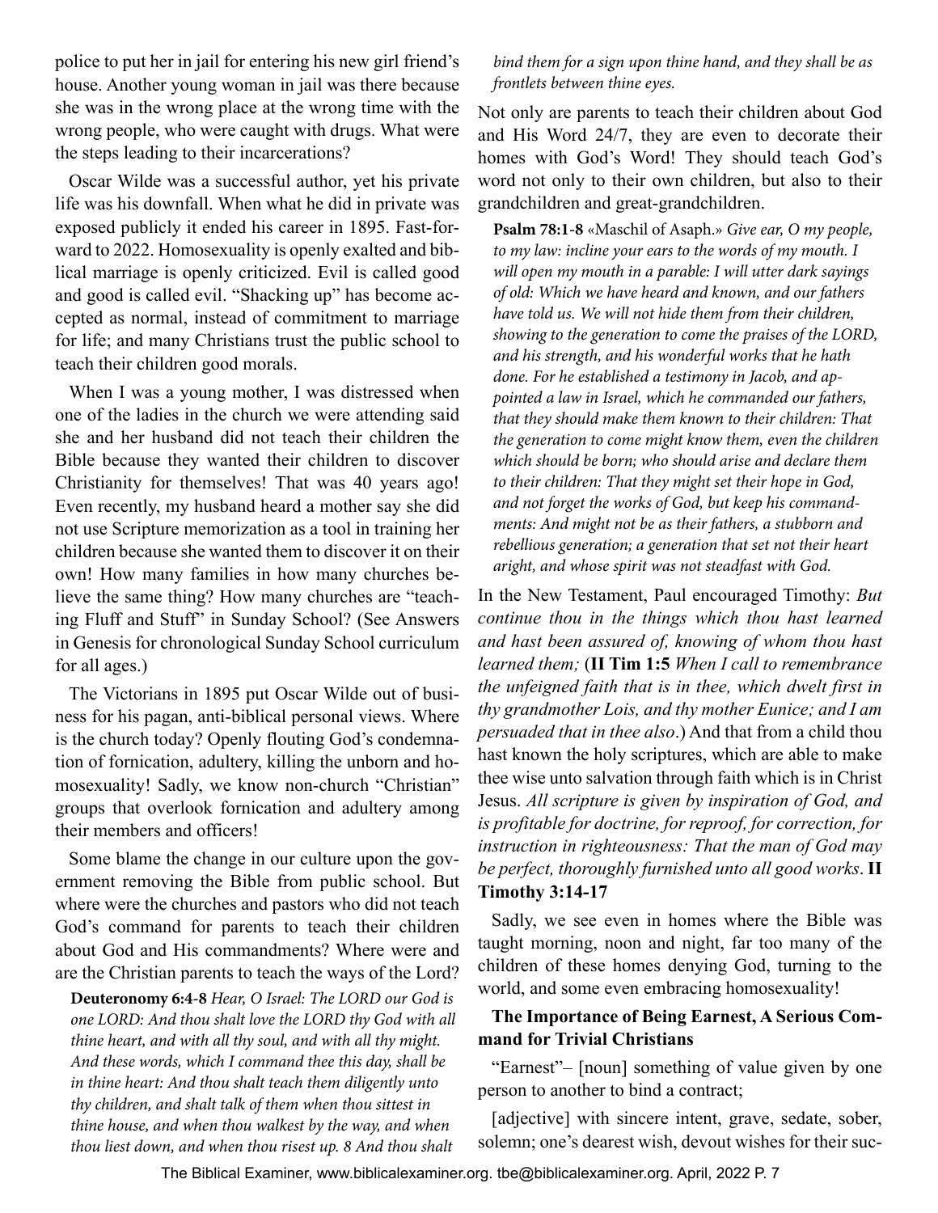police to put her in jail for entering his new girl friend's house. Another young woman in jail was there because she was in the wrong place at the wrong time with the wrong people, who were caught with drugs. What were the steps leading to their incarcerations?

Oscar Wilde was a successful author, yet his private life was his downfall. When what he did in private was exposed publicly it ended his career in 1895. Fast-forward to 2022. Homosexuality is openly exalted and biblical marriage is openly criticized. Evil is called good and good is called evil. "Shacking up" has become accepted as normal, instead of commitment to marriage for life; and many Christians trust the public school to teach their children good morals.

When I was a young mother, I was distressed when one of the ladies in the church we were attending said she and her husband did not teach their children the Bible because they wanted their children to discover Christianity for themselves! That was 40 years ago! Even recently, my husband heard a mother say she did not use Scripture memorization as a tool in training her children because she wanted them to discover it on their own! How many families in how many churches believe the same thing? How many churches are "teaching Fluff and Stuff" in Sunday School? (See Answers in Genesis for chronological Sunday School curriculum for all ages.)

The Victorians in 1895 put Oscar Wilde out of business for his pagan, anti-biblical personal views. Where is the church today? Openly flouting God's condemnation of fornication, adultery, killing the unborn and homosexuality! Sadly, we know non-church "Christian" groups that overlook fornication and adultery among their members and officers!

Some blame the change in our culture upon the government removing the Bible from public school. But where were the churches and pastors who did not teach God's command for parents to teach their children about God and His commandments? Where were and are the Christian parents to teach the ways of the Lord?

> **Deuteronomy 6:4-8** *Hear, O Israel: The LORD our God is one LORD: And thou shalt love the LORD thy God with all thine heart, and with all thy soul, and with all thy might. And these words, which I command thee this day, shall be in thine heart: And thou shalt teach them diligently unto thy children, and shalt talk of them when thou sittest in thine house, and when thou walkest by the way, and when thou liest down, and when thou risest up. 8 And thou shalt bind them for a sign upon thine hand, and they shall be as frontlets between thine eyes.*

Not only are parents to teach their children about God and His Word 24/7, they are even to decorate their homes with God's Word! They should teach God's word not only to their own children, but also to their grandchildren and great-grandchildren.

> **Psalm 78:1-8** «Maschil of Asaph.» *Give ear, O my people, to my law: incline your ears to the words of my mouth. I will open my mouth in a parable: I will utter dark sayings of old: Which we have heard and known, and our fathers have told us. We will not hide them from their children, showing to the generation to come the praises of the LORD, and his strength, and his wonderful works that he hath done. For he established a testimony in Jacob, and appointed a law in Israel, which he commanded our fathers, that they should make them known to their children: That the generation to come might know them, even the children which should be born; who should arise and declare them to their children: That they might set their hope in God, and not forget the works of God, but keep his commandments: And might not be as their fathers, a stubborn and rebellious generation; a generation that set not their heart aright, and whose spirit was not steadfast with God.*

In the New Testament, Paul encouraged Timothy: *But continue thou in the things which thou hast learned and hast been assured of, knowing of whom thou hast learned them;* (**II Tim 1:5** *When I call to remembrance the unfeigned faith that is in thee, which dwelt first in thy grandmother Lois, and thy mother Eunice; and I am persuaded that in thee also*.) And that from a child thou hast known the holy scriptures, which are able to make thee wise unto salvation through faith which is in Christ Jesus. *All scripture is given by inspiration of God, and is profitable for doctrine, for reproof, for correction, for instruction in righteousness: That the man of God may be perfect, thoroughly furnished unto all good works*. **II Timothy 3:14-17**

Sadly, we see even in homes where the Bible was taught morning, noon and night, far too many of the children of these homes denying God, turning to the world, and some even embracing homosexuality!

### The Importance of Being Earnest, A Serious Command for Trivial Christians

"Earnest"– [noun] something of value given by one person to another to bind a contract;

[adjective] with sincere intent, grave, sedate, sober, solemn; one's dearest wish, devout wishes for their suc-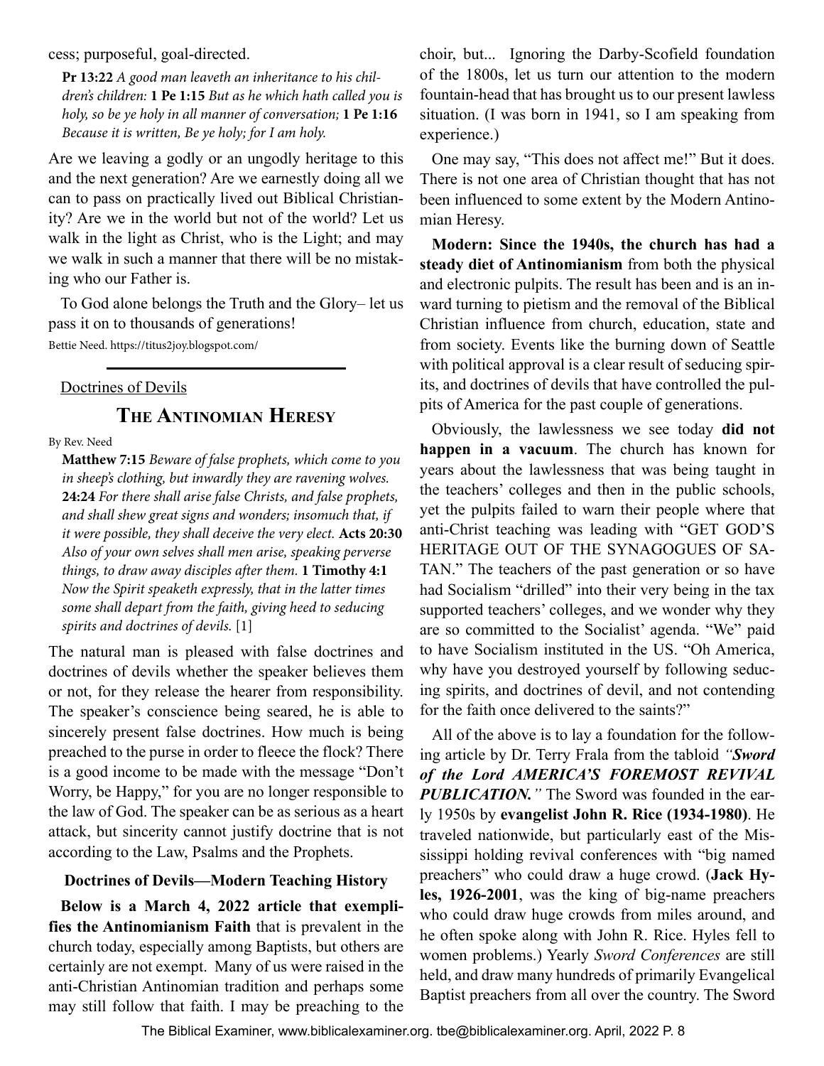cess; purposeful, goal-directed.

> **Pr 13:22** *A good man leaveth an inheritance to his children's children:* **1 Pe 1:15** *But as he which hath called you is holy, so be ye holy in all manner of conversation;* **1 Pe 1:16** *Because it is written, Be ye holy; for I am holy.*

Are we leaving a godly or an ungodly heritage to this and the next generation? Are we earnestly doing all we can to pass on practically lived out Biblical Christianity? Are we in the world but not of the world? Let us walk in the light as Christ, who is the Light; and may we walk in such a manner that there will be no mistaking who our Father is.

To God alone belongs the Truth and the Glory– let us pass it on to thousands of generations!

Bettie Need. https://titus2joy.blogspot.com/

---

Doctrines of Devils

## The Antinomian Heresy

By Rev. Need

> **Matthew 7:15** *Beware of false prophets, which come to you in sheep's clothing, but inwardly they are ravening wolves.* **24:24** *For there shall arise false Christs, and false prophets, and shall shew great signs and wonders; insomuch that, if it were possible, they shall deceive the very elect.* **Acts 20:30** *Also of your own selves shall men arise, speaking perverse things, to draw away disciples after them.* **1 Timothy 4:1** *Now the Spirit speaketh expressly, that in the latter times some shall depart from the faith, giving heed to seducing spirits and doctrines of devils.* [1]

The natural man is pleased with false doctrines and doctrines of devils whether the speaker believes them or not, for they release the hearer from responsibility. The speaker's conscience being seared, he is able to sincerely present false doctrines. How much is being preached to the purse in order to fleece the flock? There is a good income to be made with the message "Don't Worry, be Happy," for you are no longer responsible to the law of God. The speaker can be as serious as a heart attack, but sincerity cannot justify doctrine that is not according to the Law, Psalms and the Prophets.

### Doctrines of Devils—Modern Teaching History

**Below is a March 4, 2022 article that exemplifies the Antinomianism Faith** that is prevalent in the church today, especially among Baptists, but others are certainly are not exempt. Many of us were raised in the anti-Christian Antinomian tradition and perhaps some may still follow that faith. I may be preaching to the choir, but... Ignoring the Darby-Scofield foundation of the 1800s, let us turn our attention to the modern fountain-head that has brought us to our present lawless situation. (I was born in 1941, so I am speaking from experience.)

One may say, "This does not affect me!" But it does. There is not one area of Christian thought that has not been influenced to some extent by the Modern Antinomian Heresy.

**Modern: Since the 1940s, the church has had a steady diet of Antinomianism** from both the physical and electronic pulpits. The result has been and is an inward turning to pietism and the removal of the Biblical Christian influence from church, education, state and from society. Events like the burning down of Seattle with political approval is a clear result of seducing spirits, and doctrines of devils that have controlled the pulpits of America for the past couple of generations.

Obviously, the lawlessness we see today **did not happen in a vacuum**. The church has known for years about the lawlessness that was being taught in the teachers' colleges and then in the public schools, yet the pulpits failed to warn their people where that anti-Christ teaching was leading with "GET GOD'S HERITAGE OUT OF THE SYNAGOGUES OF SATAN." The teachers of the past generation or so have had Socialism "drilled" into their very being in the tax supported teachers' colleges, and we wonder why they are so committed to the Socialist' agenda. "We" paid to have Socialism instituted in the US. "Oh America, why have you destroyed yourself by following seducing spirits, and doctrines of devil, and not contending for the faith once delivered to the saints?"

All of the above is to lay a foundation for the following article by Dr. Terry Frala from the tabloid ***"Sword of the Lord AMERICA'S FOREMOST REVIVAL PUBLICATION."*** The Sword was founded in the early 1950s by **evangelist John R. Rice (1934-1980)**. He traveled nationwide, but particularly east of the Mississippi holding revival conferences with "big named preachers" who could draw a huge crowd. (**Jack Hyles, 1926-2001**, was the king of big-name preachers who could draw huge crowds from miles around, and he often spoke along with John R. Rice. Hyles fell to women problems.) Yearly *Sword Conferences* are still held, and draw many hundreds of primarily Evangelical Baptist preachers from all over the country. The Sword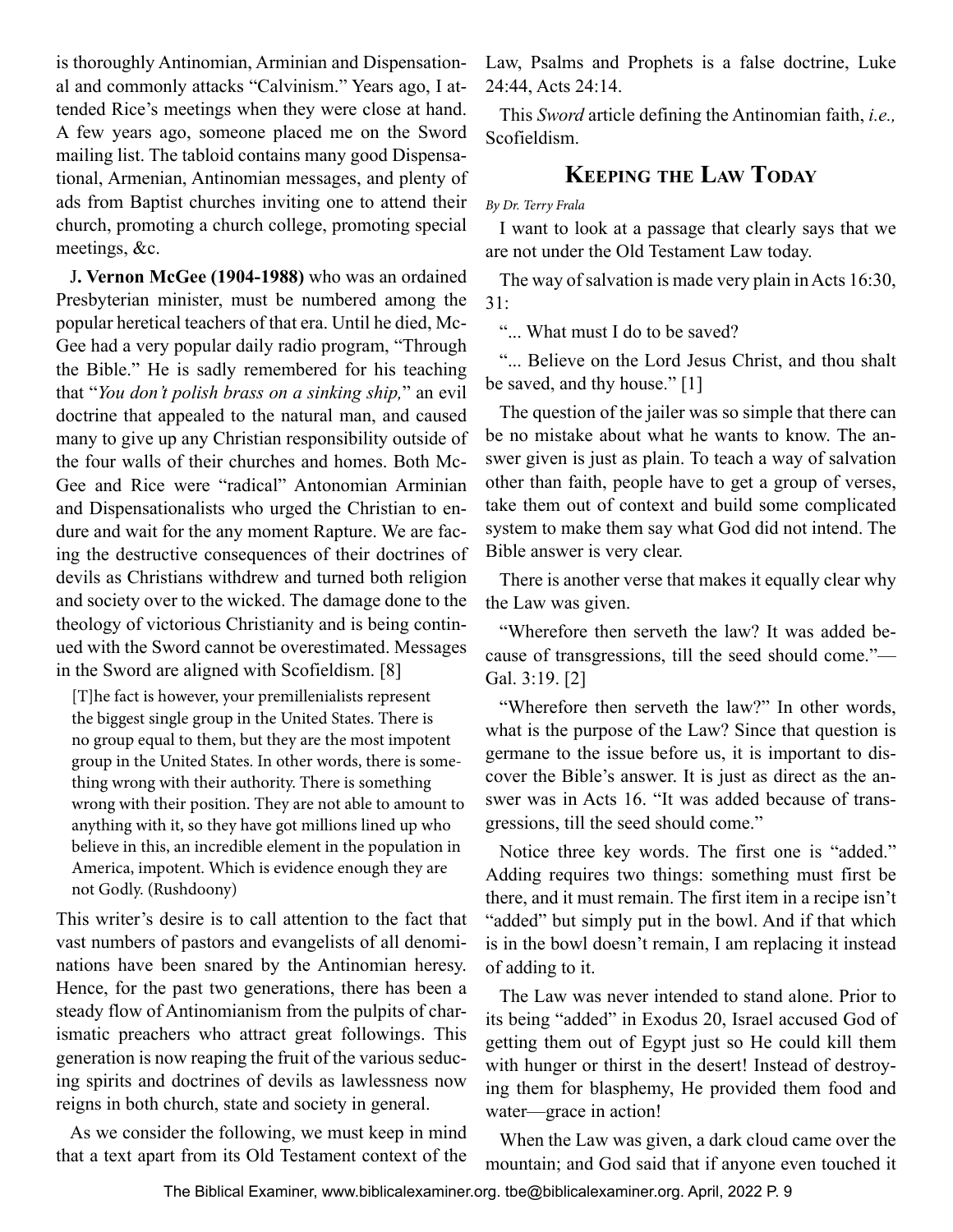is thoroughly Antinomian, Arminian and Dispensational and commonly attacks "Calvinism." Years ago, I attended Rice's meetings when they were close at hand. A few years ago, someone placed me on the Sword mailing list. The tabloid contains many good Dispensational, Armenian, Antinomian messages, and plenty of ads from Baptist churches inviting one to attend their church, promoting a church college, promoting special meetings, &c.

**J. Vernon McGee (1904-1988)** who was an ordained Presbyterian minister, must be numbered among the popular heretical teachers of that era. Until he died, McGee had a very popular daily radio program, "Through the Bible." He is sadly remembered for his teaching that "*You don't polish brass on a sinking ship,*" an evil doctrine that appealed to the natural man, and caused many to give up any Christian responsibility outside of the four walls of their churches and homes. Both McGee and Rice were "radical" Antonomian Arminian and Dispensationalists who urged the Christian to endure and wait for the any moment Rapture. We are facing the destructive consequences of their doctrines of devils as Christians withdrew and turned both religion and society over to the wicked. The damage done to the theology of victorious Christianity and is being continued with the Sword cannot be overestimated. Messages in the Sword are aligned with Scofieldism. [8]

> [T]he fact is however, your premillenialists represent the biggest single group in the United States. There is no group equal to them, but they are the most impotent group in the United States. In other words, there is something wrong with their authority. There is something wrong with their position. They are not able to amount to anything with it, so they have got millions lined up who believe in this, an incredible element in the population in America, impotent. Which is evidence enough they are not Godly. (Rushdoony)

This writer's desire is to call attention to the fact that vast numbers of pastors and evangelists of all denominations have been snared by the Antinomian heresy. Hence, for the past two generations, there has been a steady flow of Antinomianism from the pulpits of charismatic preachers who attract great followings. This generation is now reaping the fruit of the various seducing spirits and doctrines of devils as lawlessness now reigns in both church, state and society in general.

As we consider the following, we must keep in mind that a text apart from its Old Testament context of the Law, Psalms and Prophets is a false doctrine, Luke 24:44, Acts 24:14.

This *Sword* article defining the Antinomian faith, *i.e.,* Scofieldism.

## Keeping the Law Today

*By Dr. Terry Frala*

I want to look at a passage that clearly says that we are not under the Old Testament Law today.

The way of salvation is made very plain in Acts 16:30, 31:

"... What must I do to be saved?

"... Believe on the Lord Jesus Christ, and thou shalt be saved, and thy house." [1]

The question of the jailer was so simple that there can be no mistake about what he wants to know. The answer given is just as plain. To teach a way of salvation other than faith, people have to get a group of verses, take them out of context and build some complicated system to make them say what God did not intend. The Bible answer is very clear.

There is another verse that makes it equally clear why the Law was given.

"Wherefore then serveth the law? It was added because of transgressions, till the seed should come."—Gal. 3:19. [2]

"Wherefore then serveth the law?" In other words, what is the purpose of the Law? Since that question is germane to the issue before us, it is important to discover the Bible's answer. It is just as direct as the answer was in Acts 16. "It was added because of transgressions, till the seed should come."

Notice three key words. The first one is "added." Adding requires two things: something must first be there, and it must remain. The first item in a recipe isn't "added" but simply put in the bowl. And if that which is in the bowl doesn't remain, I am replacing it instead of adding to it.

The Law was never intended to stand alone. Prior to its being "added" in Exodus 20, Israel accused God of getting them out of Egypt just so He could kill them with hunger or thirst in the desert! Instead of destroying them for blasphemy, He provided them food and water—grace in action!

When the Law was given, a dark cloud came over the mountain; and God said that if anyone even touched it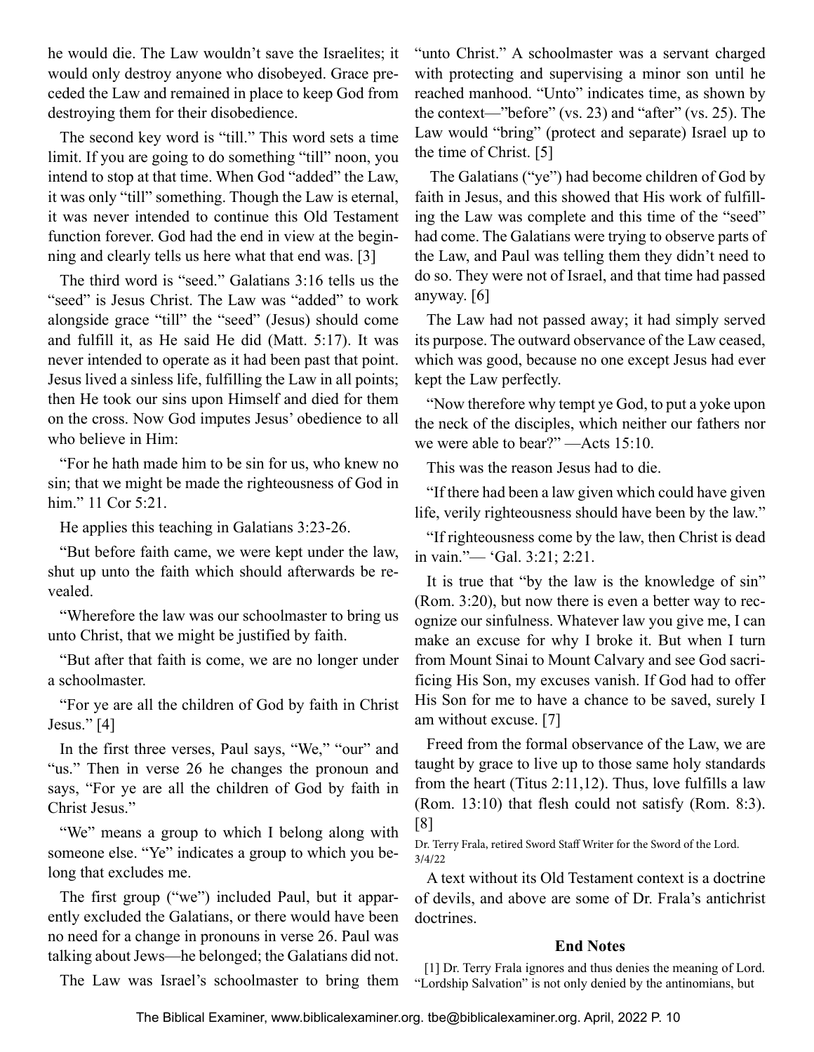he would die. The Law wouldn't save the Israelites; it would only destroy anyone who disobeyed. Grace preceded the Law and remained in place to keep God from destroying them for their disobedience.

The second key word is "till." This word sets a time limit. If you are going to do something "till" noon, you intend to stop at that time. When God "added" the Law, it was only "till" something. Though the Law is eternal, it was never intended to continue this Old Testament function forever. God had the end in view at the beginning and clearly tells us here what that end was. [3]

The third word is "seed." Galatians 3:16 tells us the "seed" is Jesus Christ. The Law was "added" to work alongside grace "till" the "seed" (Jesus) should come and fulfill it, as He said He did (Matt. 5:17). It was never intended to operate as it had been past that point. Jesus lived a sinless life, fulfilling the Law in all points; then He took our sins upon Himself and died for them on the cross. Now God imputes Jesus' obedience to all who believe in Him:

"For he hath made him to be sin for us, who knew no sin; that we might be made the righteousness of God in him." 11 Cor 5:21.

He applies this teaching in Galatians 3:23-26.

"But before faith came, we were kept under the law, shut up unto the faith which should afterwards be revealed.

"Wherefore the law was our schoolmaster to bring us unto Christ, that we might be justified by faith.

"But after that faith is come, we are no longer under a schoolmaster.

"For ye are all the children of God by faith in Christ Jesus." [4]

In the first three verses, Paul says, "We," "our" and "us." Then in verse 26 he changes the pronoun and says, "For ye are all the children of God by faith in Christ Jesus."

"We" means a group to which I belong along with someone else. "Ye" indicates a group to which you belong that excludes me.

The first group ("we") included Paul, but it apparently excluded the Galatians, or there would have been no need for a change in pronouns in verse 26. Paul was talking about Jews—he belonged; the Galatians did not.

The Law was Israel's schoolmaster to bring them "unto Christ." A schoolmaster was a servant charged with protecting and supervising a minor son until he reached manhood. "Unto" indicates time, as shown by the context—"before" (vs. 23) and "after" (vs. 25). The Law would "bring" (protect and separate) Israel up to the time of Christ. [5]

The Galatians ("ye") had become children of God by faith in Jesus, and this showed that His work of fulfilling the Law was complete and this time of the "seed" had come. The Galatians were trying to observe parts of the Law, and Paul was telling them they didn't need to do so. They were not of Israel, and that time had passed anyway. [6]

The Law had not passed away; it had simply served its purpose. The outward observance of the Law ceased, which was good, because no one except Jesus had ever kept the Law perfectly.

"Now therefore why tempt ye God, to put a yoke upon the neck of the disciples, which neither our fathers nor we were able to bear?" —Acts 15:10.

This was the reason Jesus had to die.

"If there had been a law given which could have given life, verily righteousness should have been by the law."

"If righteousness come by the law, then Christ is dead in vain."— 'Gal. 3:21; 2:21.

It is true that "by the law is the knowledge of sin" (Rom. 3:20), but now there is even a better way to recognize our sinfulness. Whatever law you give me, I can make an excuse for why I broke it. But when I turn from Mount Sinai to Mount Calvary and see God sacrificing His Son, my excuses vanish. If God had to offer His Son for me to have a chance to be saved, surely I am without excuse. [7]

Freed from the formal observance of the Law, we are taught by grace to live up to those same holy standards from the heart (Titus 2:11,12). Thus, love fulfills a law (Rom. 13:10) that flesh could not satisfy (Rom. 8:3). [8]

Dr. Terry Frala, retired Sword Staff Writer for the Sword of the Lord. 3/4/22

A text without its Old Testament context is a doctrine of devils, and above are some of Dr. Frala's antichrist doctrines.

**End Notes**

[1] Dr. Terry Frala ignores and thus denies the meaning of Lord. "Lordship Salvation" is not only denied by the antinomians, but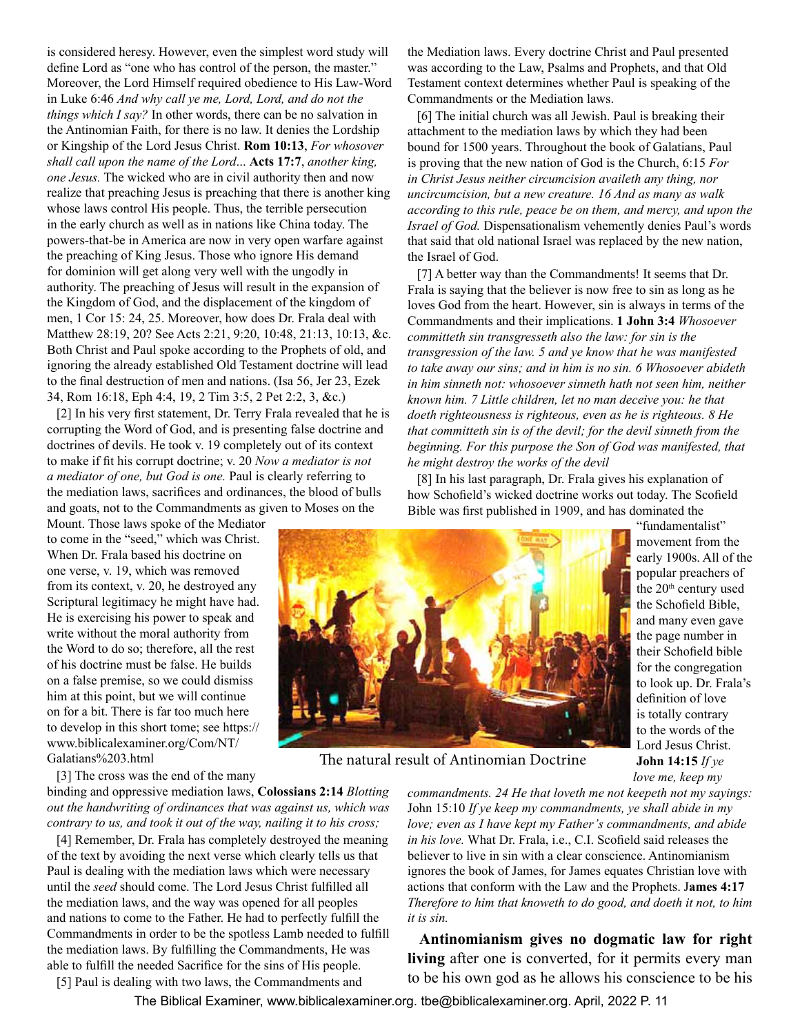is considered heresy. However, even the simplest word study will define Lord as "one who has control of the person, the master." Moreover, the Lord Himself required obedience to His Law-Word in Luke 6:46 *And why call ye me, Lord, Lord, and do not the things which I say?* In other words, there can be no salvation in the Antinomian Faith, for there is no law. It denies the Lordship or Kingship of the Lord Jesus Christ. **Rom 10:13**, *For whosover shall call upon the name of the Lord*... **Acts 17:7**, *another king, one Jesus.* The wicked who are in civil authority then and now realize that preaching Jesus is preaching that there is another king whose laws control His people. Thus, the terrible persecution in the early church as well as in nations like China today. The powers-that-be in America are now in very open warfare against the preaching of King Jesus. Those who ignore His demand for dominion will get along very well with the ungodly in authority. The preaching of Jesus will result in the expansion of the Kingdom of God, and the displacement of the kingdom of men, 1 Cor 15: 24, 25. Moreover, how does Dr. Frala deal with Matthew 28:19, 20? See Acts 2:21, 9:20, 10:48, 21:13, 10:13, &c. Both Christ and Paul spoke according to the Prophets of old, and ignoring the already established Old Testament doctrine will lead to the final destruction of men and nations. (Isa 56, Jer 23, Ezek 34, Rom 16:18, Eph 4:4, 19, 2 Tim 3:5, 2 Pet 2:2, 3, &c.)

[2] In his very first statement, Dr. Terry Frala revealed that he is corrupting the Word of God, and is presenting false doctrine and doctrines of devils. He took v. 19 completely out of its context to make if fit his corrupt doctrine; v. 20 *Now a mediator is not a mediator of one, but God is one.* Paul is clearly referring to the mediation laws, sacrifices and ordinances, the blood of bulls and goats, not to the Commandments as given to Moses on the Mount. Those laws spoke of the Mediator to come in the "seed," which was Christ. When Dr. Frala based his doctrine on one verse, v. 19, which was removed from its context, v. 20, he destroyed any Scriptural legitimacy he might have had. He is exercising his power to speak and write without the moral authority from the Word to do so; therefore, all the rest of his doctrine must be false. He builds on a false premise, so we could dismiss him at this point, but we will continue on for a bit. There is far too much here to develop in this short tome; see https://www.biblicalexaminer.org/Com/NT/Galatians%203.html

[3] The cross was the end of the many binding and oppressive mediation laws, **Colossians 2:14** *Blotting out the handwriting of ordinances that was against us, which was contrary to us, and took it out of the way, nailing it to his cross;*

[4] Remember, Dr. Frala has completely destroyed the meaning of the text by avoiding the next verse which clearly tells us that Paul is dealing with the mediation laws which were necessary until the *seed* should come. The Lord Jesus Christ fulfilled all the mediation laws, and the way was opened for all peoples and nations to come to the Father. He had to perfectly fulfill the Commandments in order to be the spotless Lamb needed to fulfill the mediation laws. By fulfilling the Commandments, He was able to fulfill the needed Sacrifice for the sins of His people.

[5] Paul is dealing with two laws, the Commandments and the Mediation laws. Every doctrine Christ and Paul presented was according to the Law, Psalms and Prophets, and that Old Testament context determines whether Paul is speaking of the Commandments or the Mediation laws.

[6] The initial church was all Jewish. Paul is breaking their attachment to the mediation laws by which they had been bound for 1500 years. Throughout the book of Galatians, Paul is proving that the new nation of God is the Church, 6:15 *For in Christ Jesus neither circumcision availeth any thing, nor uncircumcision, but a new creature. 16 And as many as walk according to this rule, peace be on them, and mercy, and upon the Israel of God.* Dispensationalism vehemently denies Paul's words that said that old national Israel was replaced by the new nation, the Israel of God.

[7] A better way than the Commandments! It seems that Dr. Frala is saying that the believer is now free to sin as long as he loves God from the heart. However, sin is always in terms of the Commandments and their implications. **1 John 3:4** *Whosoever committeth sin transgresseth also the law: for sin is the transgression of the law. 5 and ye know that he was manifested to take away our sins; and in him is no sin. 6 Whosoever abideth in him sinneth not: whosoever sinneth hath not seen him, neither known him. 7 Little children, let no man deceive you: he that doeth righteousness is righteous, even as he is righteous. 8 He that committeth sin is of the devil; for the devil sinneth from the beginning. For this purpose the Son of God was manifested, that he might destroy the works of the devil*

[8] In his last paragraph, Dr. Frala gives his explanation of how Schofield's wicked doctrine works out today. The Scofield Bible was first published in 1909, and has dominated the "fundamentalist" movement from the early 1900s. All of the popular preachers of the 20th century used the Schofield Bible, and many even gave the page number in their Schofield bible for the congregation to look up. Dr. Frala's definition of love is totally contrary to the words of the Lord Jesus Christ. **John 14:15** *If ye love me, keep my commandments. 24 He that loveth me not keepeth not my sayings:* John 15:10 *If ye keep my commandments, ye shall abide in my love; even as I have kept my Father's commandments, and abide in his love.* What Dr. Frala, i.e., C.I. Scofield said releases the believer to live in sin with a clear conscience. Antinomianism ignores the book of James, for James equates Christian love with actions that conform with the Law and the Prophets. **James 4:17** *Therefore to him that knoweth to do good, and doeth it not, to him it is sin.*

The natural result of Antinomian Doctrine

**Antinomianism gives no dogmatic law for right living** after one is converted, for it permits every man to be his own god as he allows his conscience to be his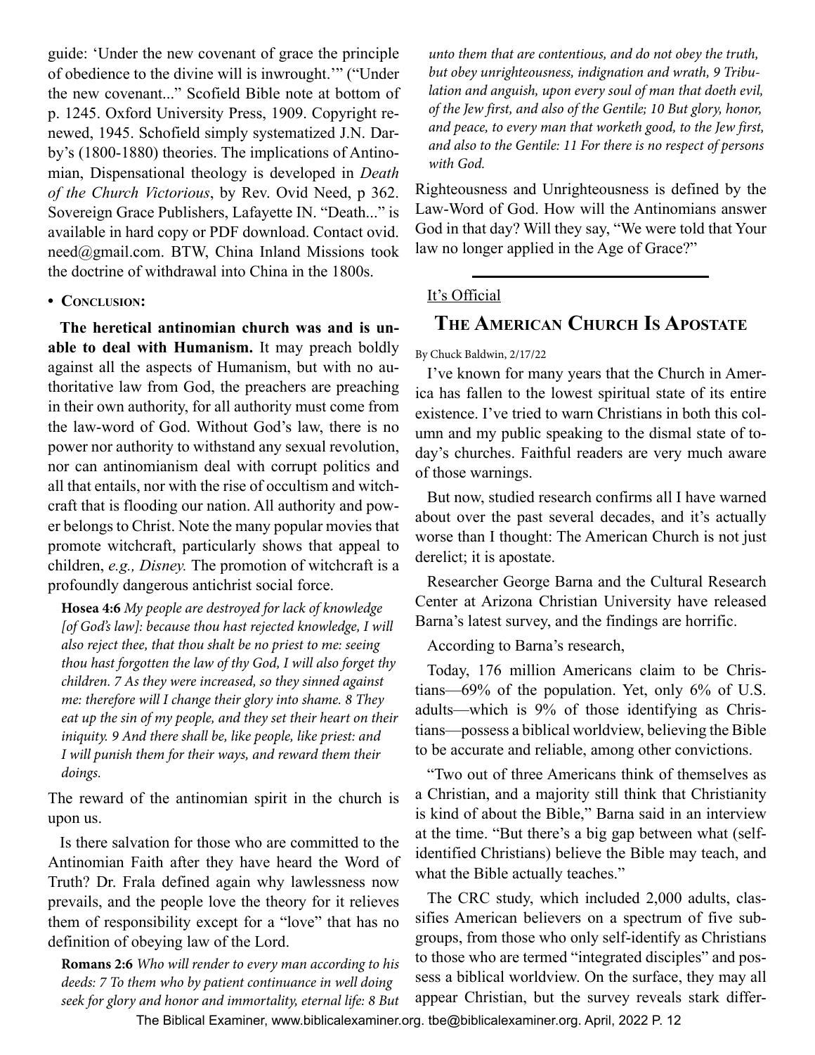guide: 'Under the new covenant of grace the principle of obedience to the divine will is inwrought.'" ("Under the new covenant..." Scofield Bible note at bottom of p. 1245. Oxford University Press, 1909. Copyright renewed, 1945. Schofield simply systematized J.N. Darby's (1800-1880) theories. The implications of Antinomian, Dispensational theology is developed in *Death of the Church Victorious*, by Rev. Ovid Need, p 362. Sovereign Grace Publishers, Lafayette IN. "Death..." is available in hard copy or PDF download. Contact ovid.need@gmail.com. BTW, China Inland Missions took the doctrine of withdrawal into China in the 1800s.

- **Conclusion:**

**The heretical antinomian church was and is unable to deal with Humanism.** It may preach boldly against all the aspects of Humanism, but with no authoritative law from God, the preachers are preaching in their own authority, for all authority must come from the law-word of God. Without God's law, there is no power nor authority to withstand any sexual revolution, nor can antinomianism deal with corrupt politics and all that entails, nor with the rise of occultism and witchcraft that is flooding our nation. All authority and power belongs to Christ. Note the many popular movies that promote witchcraft, particularly shows that appeal to children, *e.g., Disney.* The promotion of witchcraft is a profoundly dangerous antichrist social force.

> **Hosea 4:6** *My people are destroyed for lack of knowledge [of God's law]: because thou hast rejected knowledge, I will also reject thee, that thou shalt be no priest to me: seeing thou hast forgotten the law of thy God, I will also forget thy children. 7 As they were increased, so they sinned against me: therefore will I change their glory into shame. 8 They eat up the sin of my people, and they set their heart on their iniquity. 9 And there shall be, like people, like priest: and I will punish them for their ways, and reward them their doings.*

The reward of the antinomian spirit in the church is upon us.

Is there salvation for those who are committed to the Antinomian Faith after they have heard the Word of Truth? Dr. Frala defined again why lawlessness now prevails, and the people love the theory for it relieves them of responsibility except for a "love" that has no definition of obeying law of the Lord.

> **Romans 2:6** *Who will render to every man according to his deeds: 7 To them who by patient continuance in well doing seek for glory and honor and immortality, eternal life: 8 But unto them that are contentious, and do not obey the truth, but obey unrighteousness, indignation and wrath, 9 Tribulation and anguish, upon every soul of man that doeth evil, of the Jew first, and also of the Gentile; 10 But glory, honor, and peace, to every man that worketh good, to the Jew first, and also to the Gentile: 11 For there is no respect of persons with God.*

Righteousness and Unrighteousness is defined by the Law-Word of God. How will the Antinomians answer God in that day? Will they say, "We were told that Your law no longer applied in the Age of Grace?"

---

It's Official

## The American Church Is Apostate

By Chuck Baldwin, 2/17/22

I've known for many years that the Church in America has fallen to the lowest spiritual state of its entire existence. I've tried to warn Christians in both this column and my public speaking to the dismal state of today's churches. Faithful readers are very much aware of those warnings.

But now, studied research confirms all I have warned about over the past several decades, and it's actually worse than I thought: The American Church is not just derelict; it is apostate.

Researcher George Barna and the Cultural Research Center at Arizona Christian University have released Barna's latest survey, and the findings are horrific.

According to Barna's research,

Today, 176 million Americans claim to be Christians—69% of the population. Yet, only 6% of U.S. adults—which is 9% of those identifying as Christians—possess a biblical worldview, believing the Bible to be accurate and reliable, among other convictions.

"Two out of three Americans think of themselves as a Christian, and a majority still think that Christianity is kind of about the Bible," Barna said in an interview at the time. "But there's a big gap between what (self-identified Christians) believe the Bible may teach, and what the Bible actually teaches."

The CRC study, which included 2,000 adults, classifies American believers on a spectrum of five subgroups, from those who only self-identify as Christians to those who are termed "integrated disciples" and possess a biblical worldview. On the surface, they may all appear Christian, but the survey reveals stark differ-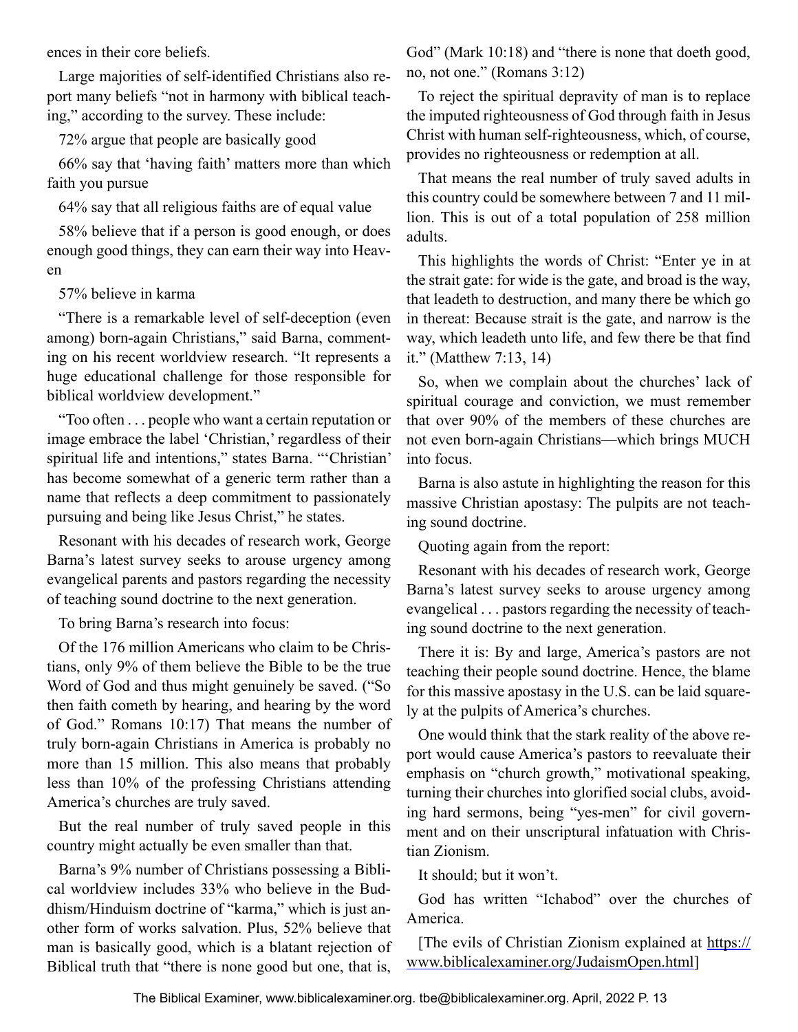ences in their core beliefs.

Large majorities of self-identified Christians also report many beliefs "not in harmony with biblical teaching," according to the survey. These include:

72% argue that people are basically good

66% say that 'having faith' matters more than which faith you pursue

64% say that all religious faiths are of equal value

58% believe that if a person is good enough, or does enough good things, they can earn their way into Heaven

57% believe in karma

"There is a remarkable level of self-deception (even among) born-again Christians," said Barna, commenting on his recent worldview research. "It represents a huge educational challenge for those responsible for biblical worldview development."

"Too often . . . people who want a certain reputation or image embrace the label 'Christian,' regardless of their spiritual life and intentions," states Barna. "'Christian' has become somewhat of a generic term rather than a name that reflects a deep commitment to passionately pursuing and being like Jesus Christ," he states.

Resonant with his decades of research work, George Barna's latest survey seeks to arouse urgency among evangelical parents and pastors regarding the necessity of teaching sound doctrine to the next generation.

To bring Barna's research into focus:

Of the 176 million Americans who claim to be Christians, only 9% of them believe the Bible to be the true Word of God and thus might genuinely be saved. ("So then faith cometh by hearing, and hearing by the word of God." Romans 10:17) That means the number of truly born-again Christians in America is probably no more than 15 million. This also means that probably less than 10% of the professing Christians attending America's churches are truly saved.

But the real number of truly saved people in this country might actually be even smaller than that.

Barna's 9% number of Christians possessing a Biblical worldview includes 33% who believe in the Buddhism/Hinduism doctrine of "karma," which is just another form of works salvation. Plus, 52% believe that man is basically good, which is a blatant rejection of Biblical truth that "there is none good but one, that is, God" (Mark 10:18) and "there is none that doeth good, no, not one." (Romans 3:12)

To reject the spiritual depravity of man is to replace the imputed righteousness of God through faith in Jesus Christ with human self-righteousness, which, of course, provides no righteousness or redemption at all.

That means the real number of truly saved adults in this country could be somewhere between 7 and 11 million. This is out of a total population of 258 million adults.

This highlights the words of Christ: "Enter ye in at the strait gate: for wide is the gate, and broad is the way, that leadeth to destruction, and many there be which go in thereat: Because strait is the gate, and narrow is the way, which leadeth unto life, and few there be that find it." (Matthew 7:13, 14)

So, when we complain about the churches' lack of spiritual courage and conviction, we must remember that over 90% of the members of these churches are not even born-again Christians—which brings MUCH into focus.

Barna is also astute in highlighting the reason for this massive Christian apostasy: The pulpits are not teaching sound doctrine.

Quoting again from the report:

Resonant with his decades of research work, George Barna's latest survey seeks to arouse urgency among evangelical . . . pastors regarding the necessity of teaching sound doctrine to the next generation.

There it is: By and large, America's pastors are not teaching their people sound doctrine. Hence, the blame for this massive apostasy in the U.S. can be laid squarely at the pulpits of America's churches.

One would think that the stark reality of the above report would cause America's pastors to reevaluate their emphasis on "church growth," motivational speaking, turning their churches into glorified social clubs, avoiding hard sermons, being "yes-men" for civil government and on their unscriptural infatuation with Christian Zionism.

It should; but it won't.

God has written "Ichabod" over the churches of America.

[The evils of Christian Zionism explained at https://www.biblicalexaminer.org/JudaismOpen.html]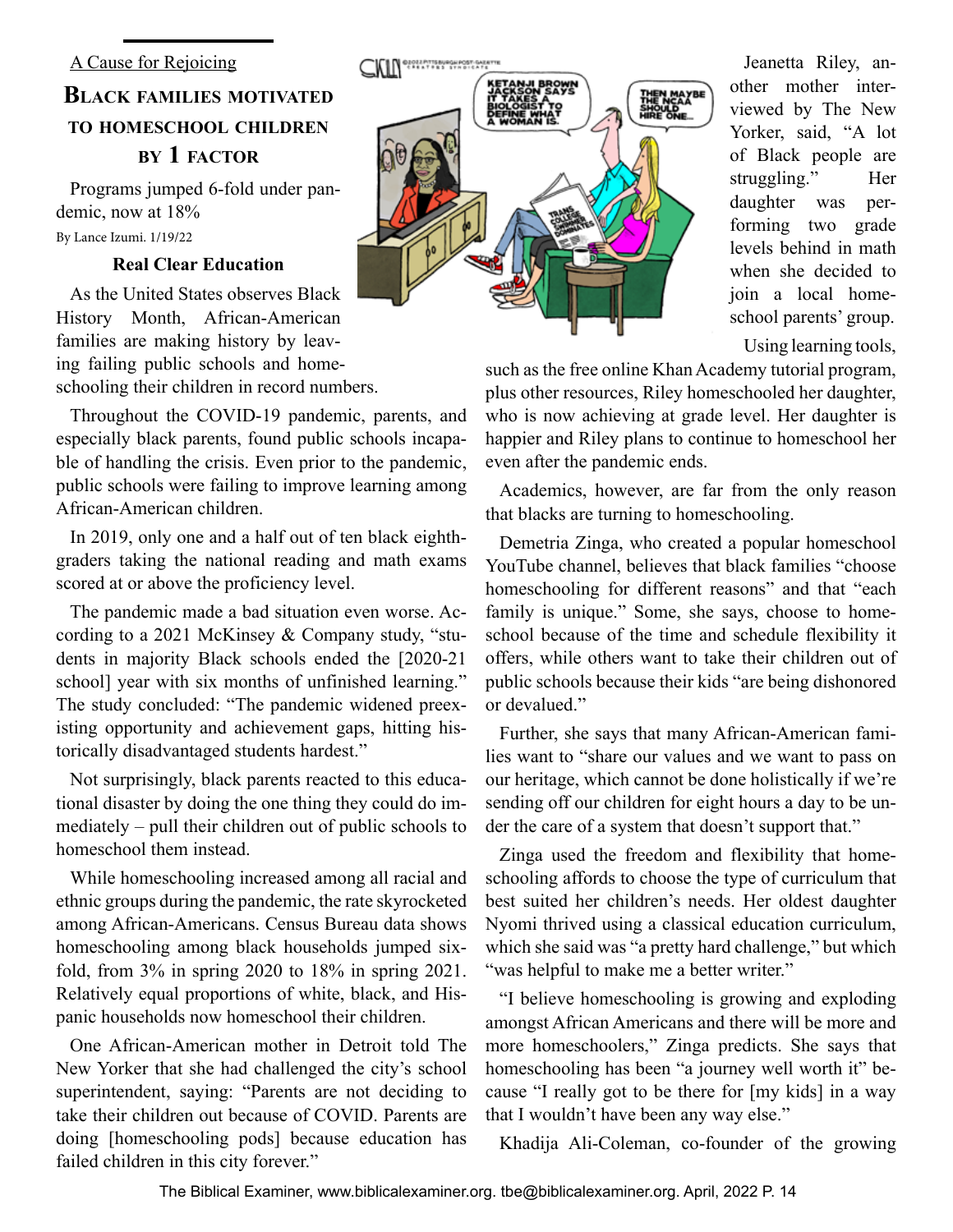A Cause for Rejoicing

## Black families motivated to homeschool children by 1 factor

Programs jumped 6-fold under pandemic, now at 18%

By Lance Izumi. 1/19/22

**Real Clear Education**

As the United States observes Black History Month, African-American families are making history by leaving failing public schools and homeschooling their children in record numbers.

Throughout the COVID-19 pandemic, parents, and especially black parents, found public schools incapable of handling the crisis. Even prior to the pandemic, public schools were failing to improve learning among African-American children.

In 2019, only one and a half out of ten black eighth-graders taking the national reading and math exams scored at or above the proficiency level.

The pandemic made a bad situation even worse. According to a 2021 McKinsey & Company study, "students in majority Black schools ended the [2020-21 school] year with six months of unfinished learning." The study concluded: "The pandemic widened preexisting opportunity and achievement gaps, hitting historically disadvantaged students hardest."

Not surprisingly, black parents reacted to this educational disaster by doing the one thing they could do immediately – pull their children out of public schools to homeschool them instead.

While homeschooling increased among all racial and ethnic groups during the pandemic, the rate skyrocketed among African-Americans. Census Bureau data shows homeschooling among black households jumped six-fold, from 3% in spring 2020 to 18% in spring 2021. Relatively equal proportions of white, black, and Hispanic households now homeschool their children.

One African-American mother in Detroit told The New Yorker that she had challenged the city's school superintendent, saying: "Parents are not deciding to take their children out because of COVID. Parents are doing [homeschooling pods] because education has failed children in this city forever."

Jeanetta Riley, another mother interviewed by The New Yorker, said, "A lot of Black people are struggling." Her daughter was performing two grade levels behind in math when she decided to join a local homeschool parents' group.

Using learning tools, such as the free online Khan Academy tutorial program, plus other resources, Riley homeschooled her daughter, who is now achieving at grade level. Her daughter is happier and Riley plans to continue to homeschool her even after the pandemic ends.

Academics, however, are far from the only reason that blacks are turning to homeschooling.

Demetria Zinga, who created a popular homeschool YouTube channel, believes that black families "choose homeschooling for different reasons" and that "each family is unique." Some, she says, choose to homeschool because of the time and schedule flexibility it offers, while others want to take their children out of public schools because their kids "are being dishonored or devalued."

Further, she says that many African-American families want to "share our values and we want to pass on our heritage, which cannot be done holistically if we're sending off our children for eight hours a day to be under the care of a system that doesn't support that."

Zinga used the freedom and flexibility that homeschooling affords to choose the type of curriculum that best suited her children's needs. Her oldest daughter Nyomi thrived using a classical education curriculum, which she said was "a pretty hard challenge," but which "was helpful to make me a better writer."

"I believe homeschooling is growing and exploding amongst African Americans and there will be more and more homeschoolers," Zinga predicts. She says that homeschooling has been "a journey well worth it" because "I really got to be there for [my kids] in a way that I wouldn't have been any way else."

Khadija Ali-Coleman, co-founder of the growing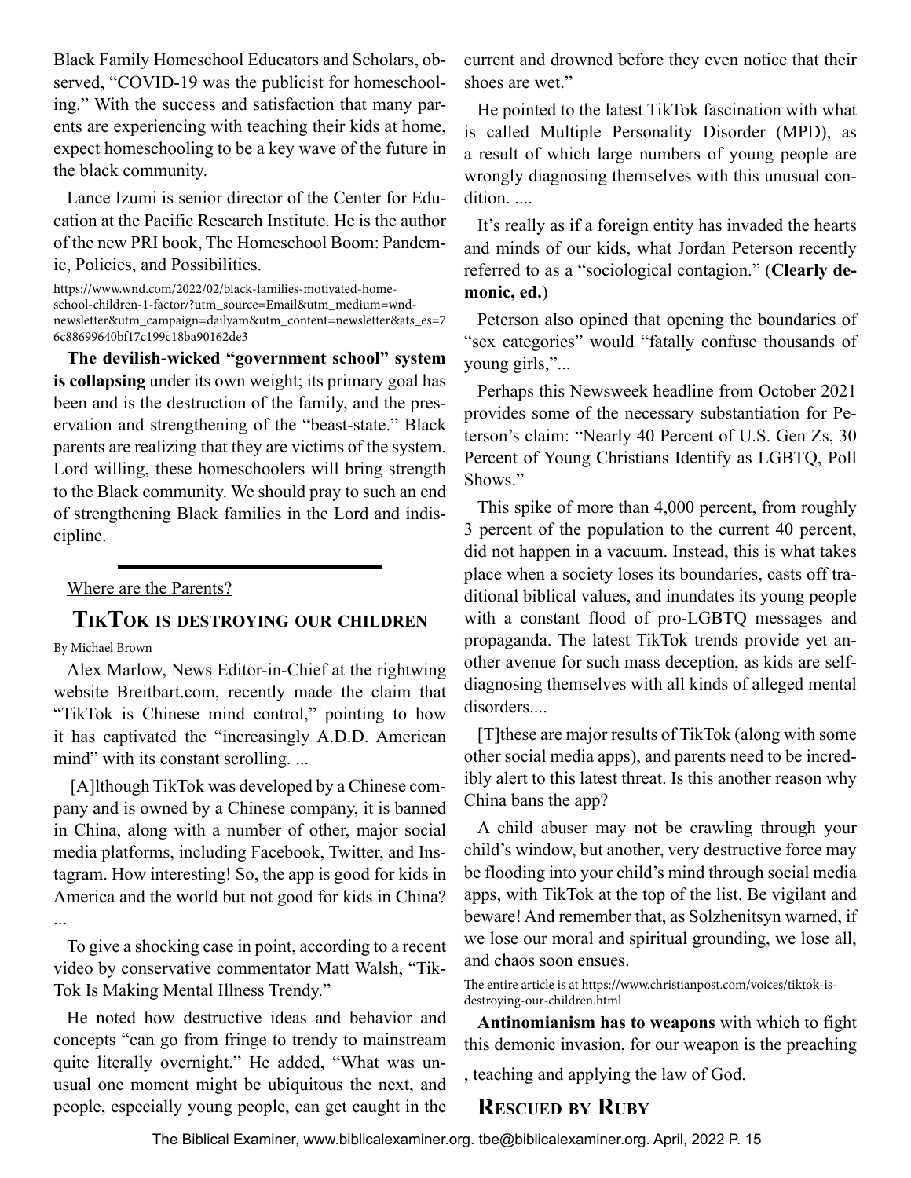Black Family Homeschool Educators and Scholars, observed, "COVID-19 was the publicist for homeschooling." With the success and satisfaction that many parents are experiencing with teaching their kids at home, expect homeschooling to be a key wave of the future in the black community.

Lance Izumi is senior director of the Center for Education at the Pacific Research Institute. He is the author of the new PRI book, The Homeschool Boom: Pandemic, Policies, and Possibilities.

https://www.wnd.com/2022/02/black-families-motivated-home-school-children-1-factor/?utm_source=Email&utm_medium=wnd-newsletter&utm_campaign=dailyam&utm_content=newsletter&ats_es=76c88699640bf17c199c18ba90162de3

**The devilish-wicked "government school" system is collapsing** under its own weight; its primary goal has been and is the destruction of the family, and the preservation and strengthening of the "beast-state." Black parents are realizing that they are victims of the system. Lord willing, these homeschoolers will bring strength to the Black community. We should pray to such an end of strengthening Black families in the Lord and indiscipline.

---

Where are the Parents?

## TikTok is destroying our children

By Michael Brown

Alex Marlow, News Editor-in-Chief at the rightwing website Breitbart.com, recently made the claim that "TikTok is Chinese mind control," pointing to how it has captivated the "increasingly A.D.D. American mind" with its constant scrolling. ...

[A]lthough TikTok was developed by a Chinese company and is owned by a Chinese company, it is banned in China, along with a number of other, major social media platforms, including Facebook, Twitter, and Instagram. How interesting! So, the app is good for kids in America and the world but not good for kids in China? ...

To give a shocking case in point, according to a recent video by conservative commentator Matt Walsh, "TikTok Is Making Mental Illness Trendy."

He noted how destructive ideas and behavior and concepts "can go from fringe to trendy to mainstream quite literally overnight." He added, "What was unusual one moment might be ubiquitous the next, and people, especially young people, can get caught in the current and drowned before they even notice that their shoes are wet."

He pointed to the latest TikTok fascination with what is called Multiple Personality Disorder (MPD), as a result of which large numbers of young people are wrongly diagnosing themselves with this unusual condition. ....

It's really as if a foreign entity has invaded the hearts and minds of our kids, what Jordan Peterson recently referred to as a "sociological contagion." (**Clearly demonic, ed.**)

Peterson also opined that opening the boundaries of "sex categories" would "fatally confuse thousands of young girls,"...

Perhaps this Newsweek headline from October 2021 provides some of the necessary substantiation for Peterson's claim: "Nearly 40 Percent of U.S. Gen Zs, 30 Percent of Young Christians Identify as LGBTQ, Poll Shows."

This spike of more than 4,000 percent, from roughly 3 percent of the population to the current 40 percent, did not happen in a vacuum. Instead, this is what takes place when a society loses its boundaries, casts off traditional biblical values, and inundates its young people with a constant flood of pro-LGBTQ messages and propaganda. The latest TikTok trends provide yet another avenue for such mass deception, as kids are self-diagnosing themselves with all kinds of alleged mental disorders....

[T]these are major results of TikTok (along with some other social media apps), and parents need to be incredibly alert to this latest threat. Is this another reason why China bans the app?

A child abuser may not be crawling through your child's window, but another, very destructive force may be flooding into your child's mind through social media apps, with TikTok at the top of the list. Be vigilant and beware! And remember that, as Solzhenitsyn warned, if we lose our moral and spiritual grounding, we lose all, and chaos soon ensues.

The entire article is at https://www.christianpost.com/voices/tiktok-is-destroying-our-children.html

**Antinomianism has to weapons** with which to fight this demonic invasion, for our weapon is the preaching

, teaching and applying the law of God.

## Rescued by Ruby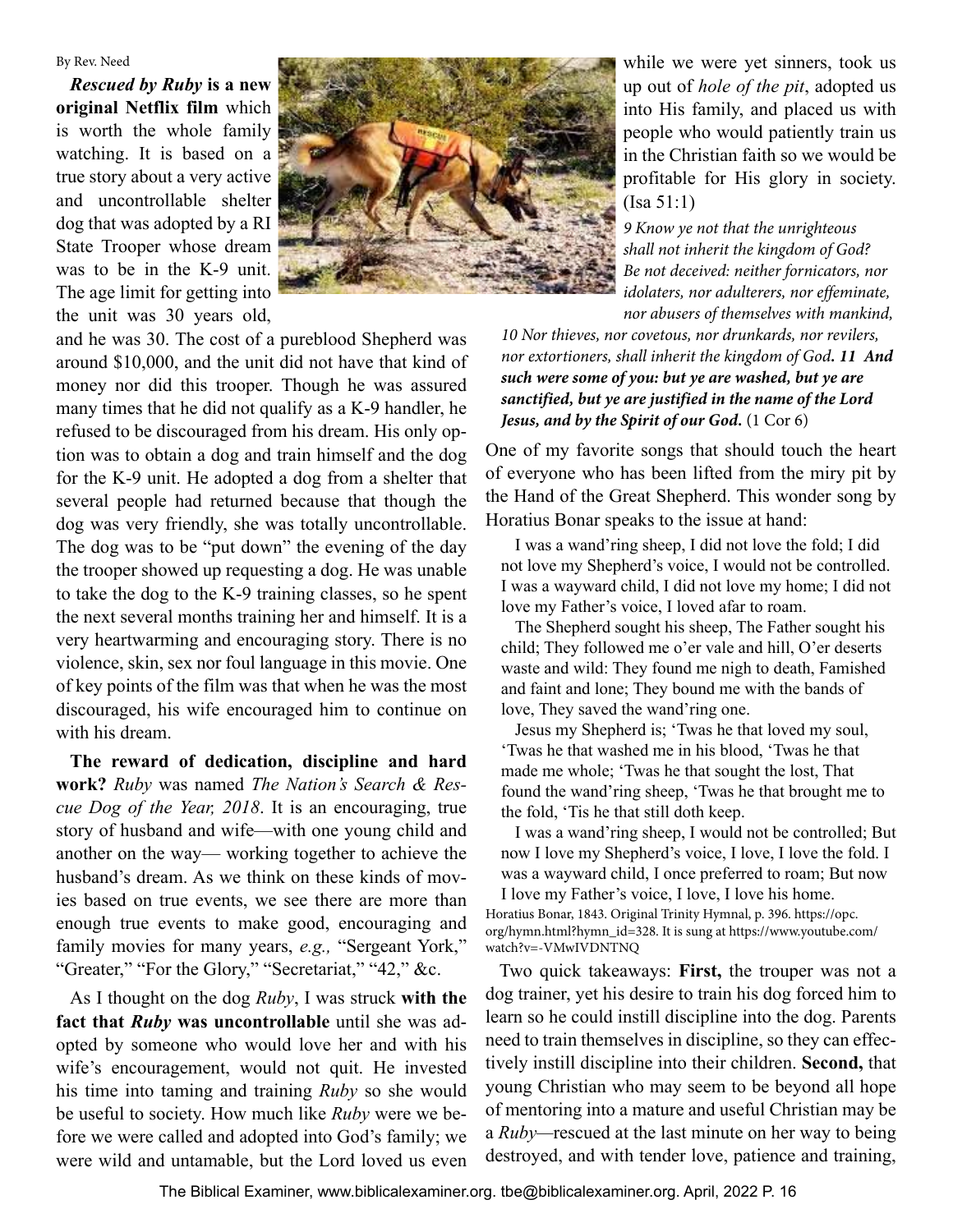By Rev. Need

***Rescued by Ruby* is a new original Netflix film** which is worth the whole family watching. It is based on a true story about a very active and uncontrollable shelter dog that was adopted by a RI State Trooper whose dream was to be in the K-9 unit. The age limit for getting into the unit was 30 years old, and he was 30. The cost of a pureblood Shepherd was around $10,000, and the unit did not have that kind of money nor did this trooper. Though he was assured many times that he did not qualify as a K-9 handler, he refused to be discouraged from his dream. His only option was to obtain a dog and train himself and the dog for the K-9 unit. He adopted a dog from a shelter that several people had returned because that though the dog was very friendly, she was totally uncontrollable. The dog was to be "put down" the evening of the day the trooper showed up requesting a dog. He was unable to take the dog to the K-9 training classes, so he spent the next several months training her and himself. It is a very heartwarming and encouraging story. There is no violence, skin, sex nor foul language in this movie. One of key points of the film was that when he was the most discouraged, his wife encouraged him to continue on with his dream.

**The reward of dedication, discipline and hard work?** *Ruby* was named *The Nation's Search & Rescue Dog of the Year, 2018*. It is an encouraging, true story of husband and wife—with one young child and another on the way— working together to achieve the husband's dream. As we think on these kinds of movies based on true events, we see there are more than enough true events to make good, encouraging and family movies for many years, *e.g.,* "Sergeant York," "Greater," "For the Glory," "Secretariat," "42," &c.

As I thought on the dog *Ruby*, I was struck **with the fact that *Ruby* was uncontrollable** until she was adopted by someone who would love her and with his wife's encouragement, would not quit. He invested his time into taming and training *Ruby* so she would be useful to society. How much like *Ruby* were we before we were called and adopted into God's family; we were wild and untamable, but the Lord loved us even while we were yet sinners, took us up out of *hole of the pit*, adopted us into His family, and placed us with people who would patiently train us in the Christian faith so we would be profitable for His glory in society. (Isa 51:1)

*9 Know ye not that the unrighteous shall not inherit the kingdom of God? Be not deceived: neither fornicators, nor idolaters, nor adulterers, nor effeminate, nor abusers of themselves with mankind, 10 Nor thieves, nor covetous, nor drunkards, nor revilers, nor extortioners, shall inherit the kingdom of God**. 11 And such were some of you: but ye are washed, but ye are sanctified, but ye are justified in the name of the Lord Jesus, and by the Spirit of our God.*** (1 Cor 6)

One of my favorite songs that should touch the heart of everyone who has been lifted from the miry pit by the Hand of the Great Shepherd. This wonder song by Horatius Bonar speaks to the issue at hand:

> I was a wand'ring sheep, I did not love the fold; I did not love my Shepherd's voice, I would not be controlled. I was a wayward child, I did not love my home; I did not love my Father's voice, I loved afar to roam.
>
> The Shepherd sought his sheep, The Father sought his child; They followed me o'er vale and hill, O'er deserts waste and wild: They found me nigh to death, Famished and faint and lone; They bound me with the bands of love, They saved the wand'ring one.
>
> Jesus my Shepherd is; 'Twas he that loved my soul, 'Twas he that washed me in his blood, 'Twas he that made me whole; 'Twas he that sought the lost, That found the wand'ring sheep, 'Twas he that brought me to the fold, 'Tis he that still doth keep.
>
> I was a wand'ring sheep, I would not be controlled; But now I love my Shepherd's voice, I love, I love the fold. I was a wayward child, I once preferred to roam; But now I love my Father's voice, I love, I love his home.

Horatius Bonar, 1843. Original Trinity Hymnal, p. 396. https://opc.org/hymn.html?hymn_id=328. It is sung at https://www.youtube.com/watch?v=-VMwIVDNTNQ

Two quick takeaways: **First,** the trouper was not a dog trainer, yet his desire to train his dog forced him to learn so he could instill discipline into the dog. Parents need to train themselves in discipline, so they can effectively instill discipline into their children. **Second,** that young Christian who may seem to be beyond all hope of mentoring into a mature and useful Christian may be a *Ruby*—rescued at the last minute on her way to being destroyed, and with tender love, patience and training,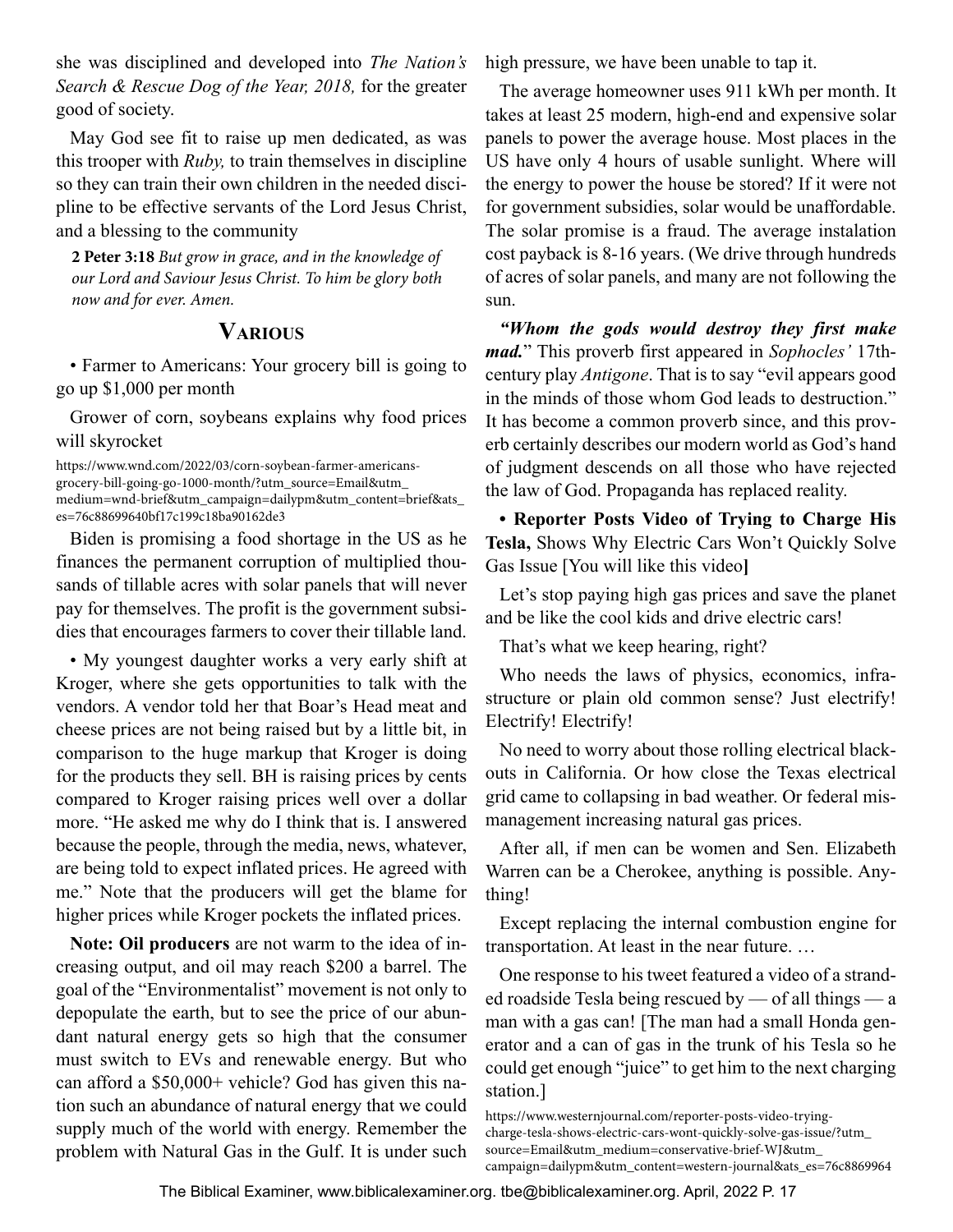she was disciplined and developed into *The Nation's Search & Rescue Dog of the Year, 2018,* for the greater good of society.

May God see fit to raise up men dedicated, as was this trooper with *Ruby,* to train themselves in discipline so they can train their own children in the needed discipline to be effective servants of the Lord Jesus Christ, and a blessing to the community

> **2 Peter 3:18** *But grow in grace, and in the knowledge of our Lord and Saviour Jesus Christ. To him be glory both now and for ever. Amen.*

## Various

• Farmer to Americans: Your grocery bill is going to go up $1,000 per month

Grower of corn, soybeans explains why food prices will skyrocket

https://www.wnd.com/2022/03/corn-soybean-farmer-americans-grocery-bill-going-go-1000-month/?utm_source=Email&utm_medium=wnd-brief&utm_campaign=dailypm&utm_content=brief&ats_es=76c88699640bf17c199c18ba90162de3

Biden is promising a food shortage in the US as he finances the permanent corruption of multiplied thousands of tillable acres with solar panels that will never pay for themselves. The profit is the government subsidies that encourages farmers to cover their tillable land.

• My youngest daughter works a very early shift at Kroger, where she gets opportunities to talk with the vendors. A vendor told her that Boar's Head meat and cheese prices are not being raised but by a little bit, in comparison to the huge markup that Kroger is doing for the products they sell. BH is raising prices by cents compared to Kroger raising prices well over a dollar more. "He asked me why do I think that is. I answered because the people, through the media, news, whatever, are being told to expect inflated prices. He agreed with me." Note that the producers will get the blame for higher prices while Kroger pockets the inflated prices.

**Note: Oil producers** are not warm to the idea of increasing output, and oil may reach $200 a barrel. The goal of the "Environmentalist" movement is not only to depopulate the earth, but to see the price of our abundant natural energy gets so high that the consumer must switch to EVs and renewable energy. But who can afford a $50,000+ vehicle? God has given this nation such an abundance of natural energy that we could supply much of the world with energy. Remember the problem with Natural Gas in the Gulf. It is under such high pressure, we have been unable to tap it.

The average homeowner uses 911 kWh per month. It takes at least 25 modern, high-end and expensive solar panels to power the average house. Most places in the US have only 4 hours of usable sunlight. Where will the energy to power the house be stored? If it were not for government subsidies, solar would be unaffordable. The solar promise is a fraud. The average instalation cost payback is 8-16 years. (We drive through hundreds of acres of solar panels, and many are not following the sun.

***"Whom the gods would destroy they first make mad.***" This proverb first appeared in *Sophocles'* 17th-century play *Antigone*. That is to say "evil appears good in the minds of those whom God leads to destruction." It has become a common proverb since, and this proverb certainly describes our modern world as God's hand of judgment descends on all those who have rejected the law of God. Propaganda has replaced reality.

**• Reporter Posts Video of Trying to Charge His Tesla,** Shows Why Electric Cars Won't Quickly Solve Gas Issue [You will like this video**]**

Let's stop paying high gas prices and save the planet and be like the cool kids and drive electric cars!

That's what we keep hearing, right?

Who needs the laws of physics, economics, infrastructure or plain old common sense? Just electrify! Electrify! Electrify!

No need to worry about those rolling electrical blackouts in California. Or how close the Texas electrical grid came to collapsing in bad weather. Or federal mismanagement increasing natural gas prices.

After all, if men can be women and Sen. Elizabeth Warren can be a Cherokee, anything is possible. Anything!

Except replacing the internal combustion engine for transportation. At least in the near future. …

One response to his tweet featured a video of a stranded roadside Tesla being rescued by — of all things — a man with a gas can! [The man had a small Honda generator and a can of gas in the trunk of his Tesla so he could get enough "juice" to get him to the next charging station.]

https://www.westernjournal.com/reporter-posts-video-trying-charge-tesla-shows-electric-cars-wont-quickly-solve-gas-issue/?utm_source=Email&utm_medium=conservative-brief-WJ&utm_campaign=dailypm&utm_content=western-journal&ats_es=76c8869964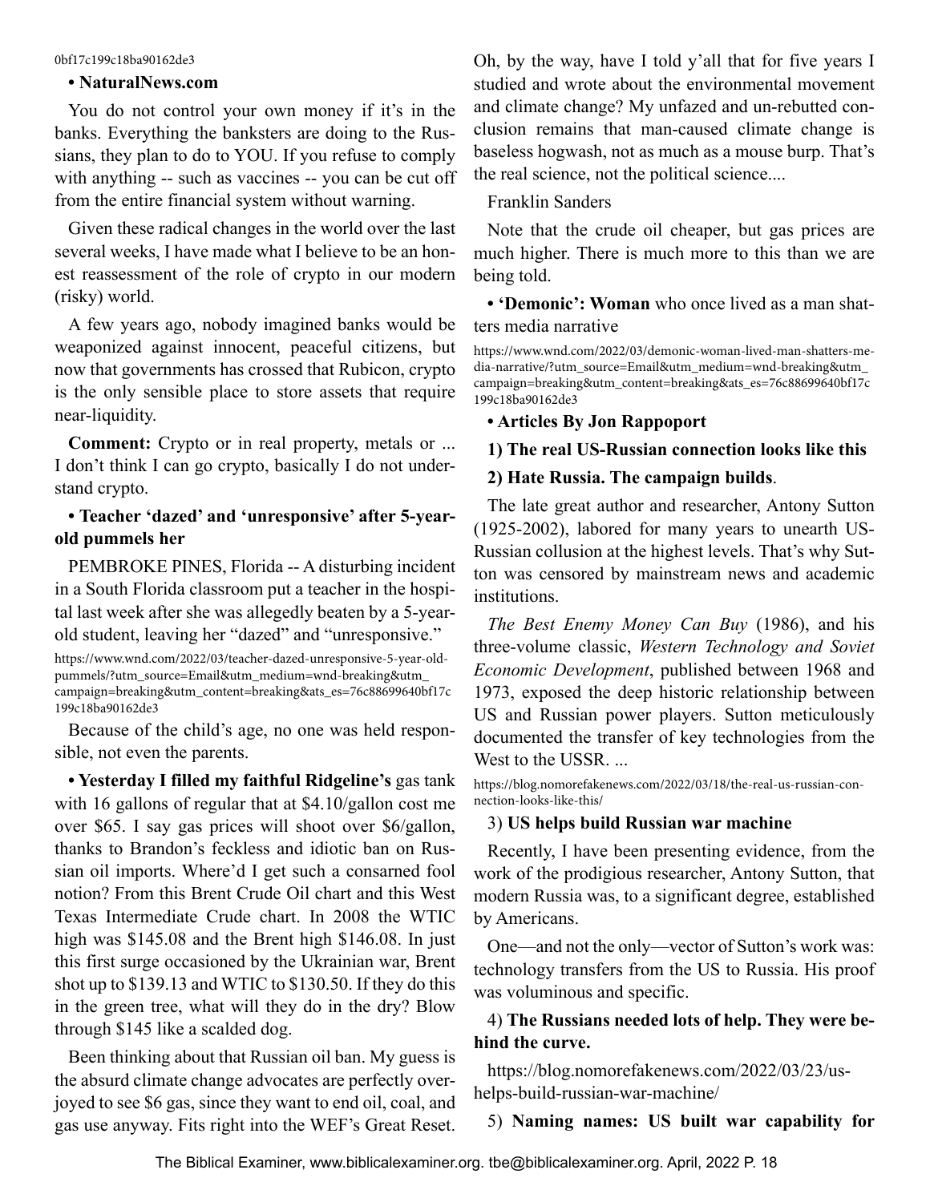0bf17c199c18ba90162de3

**• NaturalNews.com**

You do not control your own money if it's in the banks. Everything the banksters are doing to the Russians, they plan to do to YOU. If you refuse to comply with anything -- such as vaccines -- you can be cut off from the entire financial system without warning.

Given these radical changes in the world over the last several weeks, I have made what I believe to be an honest reassessment of the role of crypto in our modern (risky) world.

A few years ago, nobody imagined banks would be weaponized against innocent, peaceful citizens, but now that governments has crossed that Rubicon, crypto is the only sensible place to store assets that require near-liquidity.

**Comment:** Crypto or in real property, metals or ... I don't think I can go crypto, basically I do not understand crypto.

**• Teacher 'dazed' and 'unresponsive' after 5-year-old pummels her**

PEMBROKE PINES, Florida -- A disturbing incident in a South Florida classroom put a teacher in the hospital last week after she was allegedly beaten by a 5-year-old student, leaving her "dazed" and "unresponsive."

https://www.wnd.com/2022/03/teacher-dazed-unresponsive-5-year-old-pummels/?utm_source=Email&utm_medium=wnd-breaking&utm_campaign=breaking&utm_content=breaking&ats_es=76c88699640bf17c199c18ba90162de3

Because of the child's age, no one was held responsible, not even the parents.

**• Yesterday I filled my faithful Ridgeline's** gas tank with 16 gallons of regular that at $4.10/gallon cost me over $65. I say gas prices will shoot over $6/gallon, thanks to Brandon's feckless and idiotic ban on Russian oil imports. Where'd I get such a consarned fool notion? From this Brent Crude Oil chart and this West Texas Intermediate Crude chart. In 2008 the WTIC high was $145.08 and the Brent high $146.08. In just this first surge occasioned by the Ukrainian war, Brent shot up to $139.13 and WTIC to $130.50. If they do this in the green tree, what will they do in the dry? Blow through $145 like a scalded dog.

Been thinking about that Russian oil ban. My guess is the absurd climate change advocates are perfectly overjoyed to see $6 gas, since they want to end oil, coal, and gas use anyway. Fits right into the WEF's Great Reset. Oh, by the way, have I told y'all that for five years I studied and wrote about the environmental movement and climate change? My unfazed and un-rebutted conclusion remains that man-caused climate change is baseless hogwash, not as much as a mouse burp. That's the real science, not the political science....

Franklin Sanders

Note that the crude oil cheaper, but gas prices are much higher. There is much more to this than we are being told.

**• 'Demonic': Woman** who once lived as a man shatters media narrative

https://www.wnd.com/2022/03/demonic-woman-lived-man-shatters-media-narrative/?utm_source=Email&utm_medium=wnd-breaking&utm_campaign=breaking&utm_content=breaking&ats_es=76c88699640bf17c199c18ba90162de3

**• Articles By Jon Rappoport**

**1) The real US-Russian connection looks like this**

**2) Hate Russia. The campaign builds**.

The late great author and researcher, Antony Sutton (1925-2002), labored for many years to unearth US-Russian collusion at the highest levels. That's why Sutton was censored by mainstream news and academic institutions.

*The Best Enemy Money Can Buy* (1986), and his three-volume classic, *Western Technology and Soviet Economic Development*, published between 1968 and 1973, exposed the deep historic relationship between US and Russian power players. Sutton meticulously documented the transfer of key technologies from the West to the USSR. ...

https://blog.nomorefakenews.com/2022/03/18/the-real-us-russian-connection-looks-like-this/

3) **US helps build Russian war machine**

Recently, I have been presenting evidence, from the work of the prodigious researcher, Antony Sutton, that modern Russia was, to a significant degree, established by Americans.

One—and not the only—vector of Sutton's work was: technology transfers from the US to Russia. His proof was voluminous and specific.

4) **The Russians needed lots of help. They were behind the curve.**

https://blog.nomorefakenews.com/2022/03/23/us-helps-build-russian-war-machine/

5) **Naming names: US built war capability for**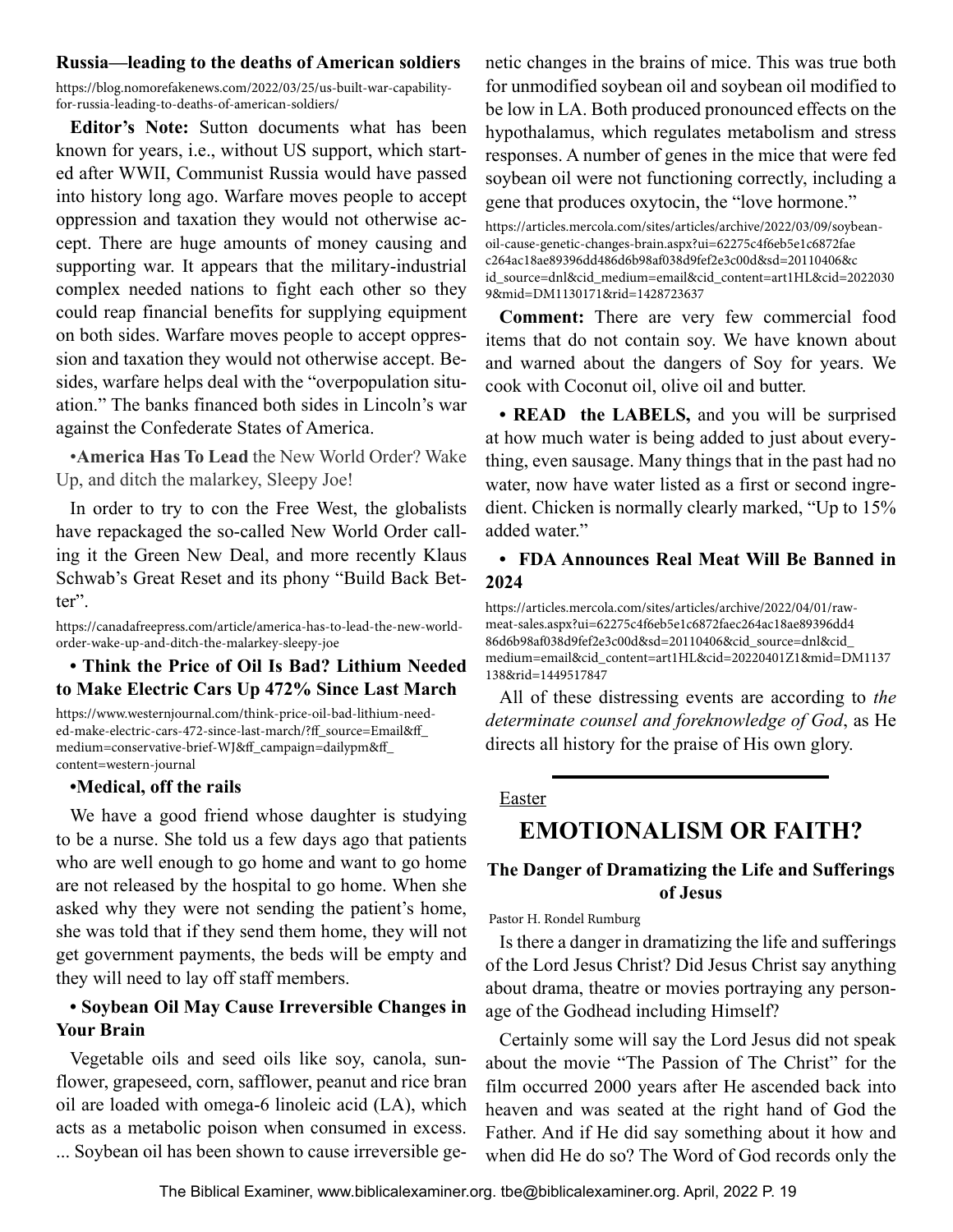**Russia—leading to the deaths of American soldiers**

https://blog.nomorefakenews.com/2022/03/25/us-built-war-capability-for-russia-leading-to-deaths-of-american-soldiers/

**Editor's Note:** Sutton documents what has been known for years, i.e., without US support, which started after WWII, Communist Russia would have passed into history long ago. Warfare moves people to accept oppression and taxation they would not otherwise accept. There are huge amounts of money causing and supporting war. It appears that the military-industrial complex needed nations to fight each other so they could reap financial benefits for supplying equipment on both sides. Warfare moves people to accept oppression and taxation they would not otherwise accept. Besides, warfare helps deal with the "overpopulation situation." The banks financed both sides in Lincoln's war against the Confederate States of America.

•**America Has To Lead** the New World Order? Wake Up, and ditch the malarkey, Sleepy Joe!

In order to try to con the Free West, the globalists have repackaged the so-called New World Order calling it the Green New Deal, and more recently Klaus Schwab's Great Reset and its phony "Build Back Better".

https://canadafreepress.com/article/america-has-to-lead-the-new-world-order-wake-up-and-ditch-the-malarkey-sleepy-joe

**• Think the Price of Oil Is Bad? Lithium Needed to Make Electric Cars Up 472% Since Last March**

https://www.westernjournal.com/think-price-oil-bad-lithium-needed-make-electric-cars-472-since-last-march/?ff_source=Email&ff_medium=conservative-brief-WJ&ff_campaign=dailypm&ff_content=western-journal

**•Medical, off the rails**

We have a good friend whose daughter is studying to be a nurse. She told us a few days ago that patients who are well enough to go home and want to go home are not released by the hospital to go home. When she asked why they were not sending the patient's home, she was told that if they send them home, they will not get government payments, the beds will be empty and they will need to lay off staff members.

**• Soybean Oil May Cause Irreversible Changes in Your Brain**

Vegetable oils and seed oils like soy, canola, sunflower, grapeseed, corn, safflower, peanut and rice bran oil are loaded with omega-6 linoleic acid (LA), which acts as a metabolic poison when consumed in excess. ... Soybean oil has been shown to cause irreversible genetic changes in the brains of mice. This was true both for unmodified soybean oil and soybean oil modified to be low in LA. Both produced pronounced effects on the hypothalamus, which regulates metabolism and stress responses. A number of genes in the mice that were fed soybean oil were not functioning correctly, including a gene that produces oxytocin, the "love hormone."

https://articles.mercola.com/sites/articles/archive/2022/03/09/soybean-oil-cause-genetic-changes-brain.aspx?ui=62275c4f6eb5e1c6872faec264ac18ae89396dd486d6b98af038d9fef2e3c00d&sd=20110406&cid_source=dnl&cid_medium=email&cid_content=art1HL&cid=20220309&mid=DM1130171&rid=1428723637

**Comment:** There are very few commercial food items that do not contain soy. We have known about and warned about the dangers of Soy for years. We cook with Coconut oil, olive oil and butter.

**• READ the LABELS,** and you will be surprised at how much water is being added to just about everything, even sausage. Many things that in the past had no water, now have water listed as a first or second ingredient. Chicken is normally clearly marked, "Up to 15% added water."

**• FDA Announces Real Meat Will Be Banned in 2024**

https://articles.mercola.com/sites/articles/archive/2022/04/01/raw-meat-sales.aspx?ui=62275c4f6eb5e1c6872faec264ac18ae89396dd486d6b98af038d9fef2e3c00d&sd=20110406&cid_source=dnl&cid_medium=email&cid_content=art1HL&cid=20220401Z1&mid=DM1137138&rid=1449517847

All of these distressing events are according to *the determinate counsel and foreknowledge of God*, as He directs all history for the praise of His own glory.

---

Easter

## EMOTIONALISM OR FAITH?

### The Danger of Dramatizing the Life and Sufferings of Jesus

Pastor H. Rondel Rumburg

Is there a danger in dramatizing the life and sufferings of the Lord Jesus Christ? Did Jesus Christ say anything about drama, theatre or movies portraying any personage of the Godhead including Himself?

Certainly some will say the Lord Jesus did not speak about the movie "The Passion of The Christ" for the film occurred 2000 years after He ascended back into heaven and was seated at the right hand of God the Father. And if He did say something about it how and when did He do so? The Word of God records only the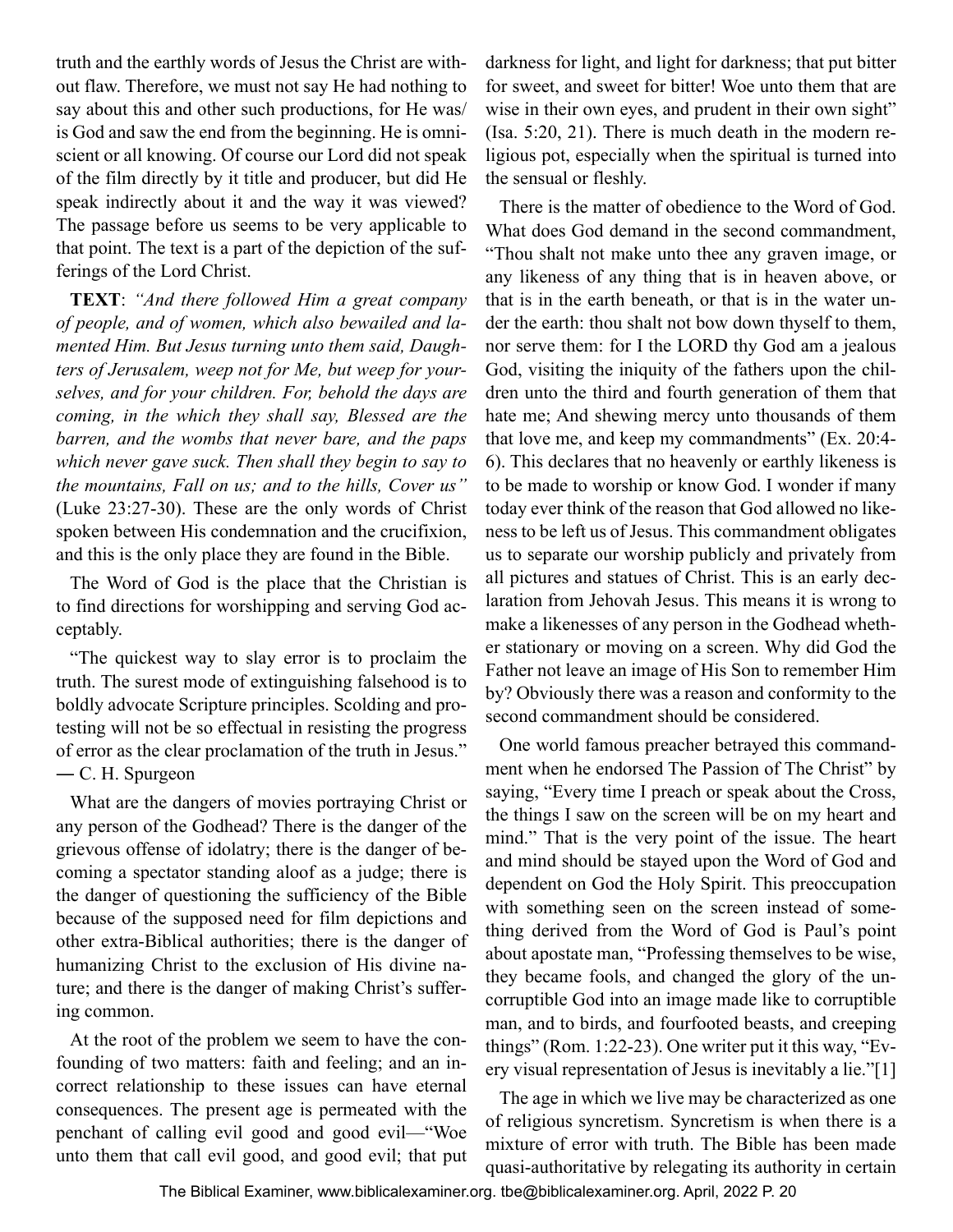truth and the earthly words of Jesus the Christ are without flaw. Therefore, we must not say He had nothing to say about this and other such productions, for He was/is God and saw the end from the beginning. He is omniscient or all knowing. Of course our Lord did not speak of the film directly by it title and producer, but did He speak indirectly about it and the way it was viewed? The passage before us seems to be very applicable to that point. The text is a part of the depiction of the sufferings of the Lord Christ.

**TEXT**: *"And there followed Him a great company of people, and of women, which also bewailed and lamented Him. But Jesus turning unto them said, Daughters of Jerusalem, weep not for Me, but weep for yourselves, and for your children. For, behold the days are coming, in the which they shall say, Blessed are the barren, and the wombs that never bare, and the paps which never gave suck. Then shall they begin to say to the mountains, Fall on us; and to the hills, Cover us"* (Luke 23:27-30). These are the only words of Christ spoken between His condemnation and the crucifixion, and this is the only place they are found in the Bible.

The Word of God is the place that the Christian is to find directions for worshipping and serving God acceptably.

"The quickest way to slay error is to proclaim the truth. The surest mode of extinguishing falsehood is to boldly advocate Scripture principles. Scolding and protesting will not be so effectual in resisting the progress of error as the clear proclamation of the truth in Jesus." ― C. H. Spurgeon

What are the dangers of movies portraying Christ or any person of the Godhead? There is the danger of the grievous offense of idolatry; there is the danger of becoming a spectator standing aloof as a judge; there is the danger of questioning the sufficiency of the Bible because of the supposed need for film depictions and other extra-Biblical authorities; there is the danger of humanizing Christ to the exclusion of His divine nature; and there is the danger of making Christ's suffering common.

At the root of the problem we seem to have the confounding of two matters: faith and feeling; and an incorrect relationship to these issues can have eternal consequences. The present age is permeated with the penchant of calling evil good and good evil—"Woe unto them that call evil good, and good evil; that put darkness for light, and light for darkness; that put bitter for sweet, and sweet for bitter! Woe unto them that are wise in their own eyes, and prudent in their own sight" (Isa. 5:20, 21). There is much death in the modern religious pot, especially when the spiritual is turned into the sensual or fleshly.

There is the matter of obedience to the Word of God. What does God demand in the second commandment, "Thou shalt not make unto thee any graven image, or any likeness of any thing that is in heaven above, or that is in the earth beneath, or that is in the water under the earth: thou shalt not bow down thyself to them, nor serve them: for I the LORD thy God am a jealous God, visiting the iniquity of the fathers upon the children unto the third and fourth generation of them that hate me; And shewing mercy unto thousands of them that love me, and keep my commandments" (Ex. 20:4-6). This declares that no heavenly or earthly likeness is to be made to worship or know God. I wonder if many today ever think of the reason that God allowed no likeness to be left us of Jesus. This commandment obligates us to separate our worship publicly and privately from all pictures and statues of Christ. This is an early declaration from Jehovah Jesus. This means it is wrong to make a likenesses of any person in the Godhead whether stationary or moving on a screen. Why did God the Father not leave an image of His Son to remember Him by? Obviously there was a reason and conformity to the second commandment should be considered.

One world famous preacher betrayed this commandment when he endorsed The Passion of The Christ" by saying, "Every time I preach or speak about the Cross, the things I saw on the screen will be on my heart and mind." That is the very point of the issue. The heart and mind should be stayed upon the Word of God and dependent on God the Holy Spirit. This preoccupation with something seen on the screen instead of something derived from the Word of God is Paul's point about apostate man, "Professing themselves to be wise, they became fools, and changed the glory of the uncorruptible God into an image made like to corruptible man, and to birds, and fourfooted beasts, and creeping things" (Rom. 1:22-23). One writer put it this way, "Every visual representation of Jesus is inevitably a lie."[1]

The age in which we live may be characterized as one of religious syncretism. Syncretism is when there is a mixture of error with truth. The Bible has been made quasi-authoritative by relegating its authority in certain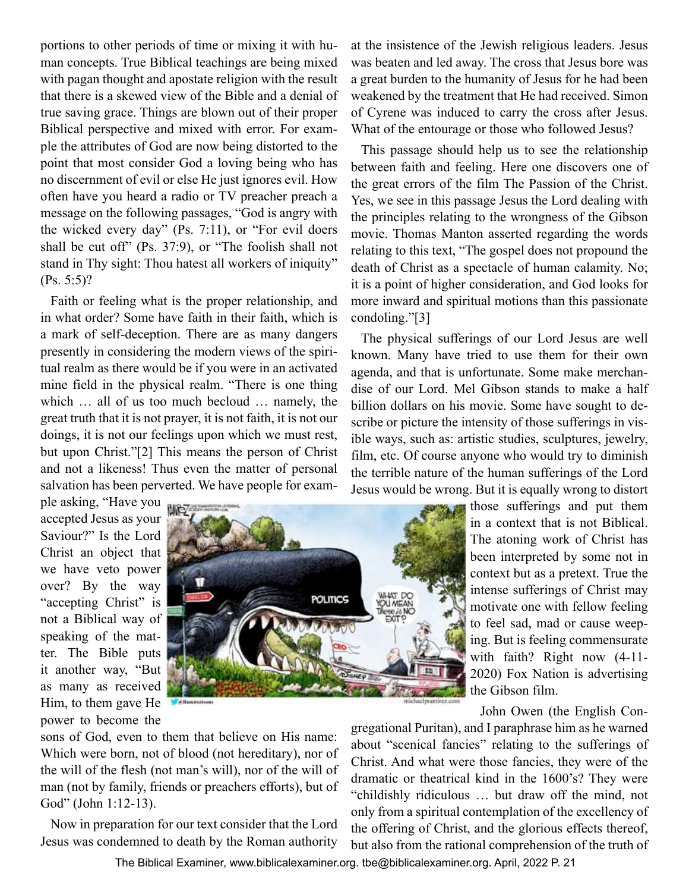portions to other periods of time or mixing it with human concepts. True Biblical teachings are being mixed with pagan thought and apostate religion with the result that there is a skewed view of the Bible and a denial of true saving grace. Things are blown out of their proper Biblical perspective and mixed with error. For example the attributes of God are now being distorted to the point that most consider God a loving being who has no discernment of evil or else He just ignores evil. How often have you heard a radio or TV preacher preach a message on the following passages, "God is angry with the wicked every day" (Ps. 7:11), or "For evil doers shall be cut off" (Ps. 37:9), or "The foolish shall not stand in Thy sight: Thou hatest all workers of iniquity" (Ps. 5:5)?

Faith or feeling what is the proper relationship, and in what order? Some have faith in their faith, which is a mark of self-deception. There are as many dangers presently in considering the modern views of the spiritual realm as there would be if you were in an activated mine field in the physical realm. "There is one thing which … all of us too much becloud … namely, the great truth that it is not prayer, it is not faith, it is not our doings, it is not our feelings upon which we must rest, but upon Christ."[2] This means the person of Christ and not a likeness! Thus even the matter of personal salvation has been perverted. We have people for example asking, "Have you accepted Jesus as your Saviour?" Is the Lord Christ an object that we have veto power over? By the way "accepting Christ" is not a Biblical way of speaking of the matter. The Bible puts it another way, "But as many as received Him, to them gave He power to become the sons of God, even to them that believe on His name: Which were born, not of blood (not hereditary), nor of the will of the flesh (not man's will), nor of the will of man (not by family, friends or preachers efforts), but of God" (John 1:12-13).

Now in preparation for our text consider that the Lord Jesus was condemned to death by the Roman authority at the insistence of the Jewish religious leaders. Jesus was beaten and led away. The cross that Jesus bore was a great burden to the humanity of Jesus for he had been weakened by the treatment that He had received. Simon of Cyrene was induced to carry the cross after Jesus. What of the entourage or those who followed Jesus?

This passage should help us to see the relationship between faith and feeling. Here one discovers one of the great errors of the film The Passion of the Christ. Yes, we see in this passage Jesus the Lord dealing with the principles relating to the wrongness of the Gibson movie. Thomas Manton asserted regarding the words relating to this text, "The gospel does not propound the death of Christ as a spectacle of human calamity. No; it is a point of higher consideration, and God looks for more inward and spiritual motions than this passionate condoling."[3]

The physical sufferings of our Lord Jesus are well known. Many have tried to use them for their own agenda, and that is unfortunate. Some make merchandise of our Lord. Mel Gibson stands to make a half billion dollars on his movie. Some have sought to describe or picture the intensity of those sufferings in visible ways, such as: artistic studies, sculptures, jewelry, film, etc. Of course anyone who would try to diminish the terrible nature of the human sufferings of the Lord Jesus would be wrong. But it is equally wrong to distort those sufferings and put them in a context that is not Biblical. The atoning work of Christ has been interpreted by some not in context but as a pretext. True the intense sufferings of Christ may motivate one with fellow feeling to feel sad, mad or cause weeping. But is feeling commensurate with faith? Right now (4-11-2020) Fox Nation is advertising the Gibson film.

John Owen (the English Congregational Puritan), and I paraphrase him as he warned about "scenical fancies" relating to the sufferings of Christ. And what were those fancies, they were of the dramatic or theatrical kind in the 1600's? They were "childishly ridiculous … but draw off the mind, not only from a spiritual contemplation of the excellency of the offering of Christ, and the glorious effects thereof, but also from the rational comprehension of the truth of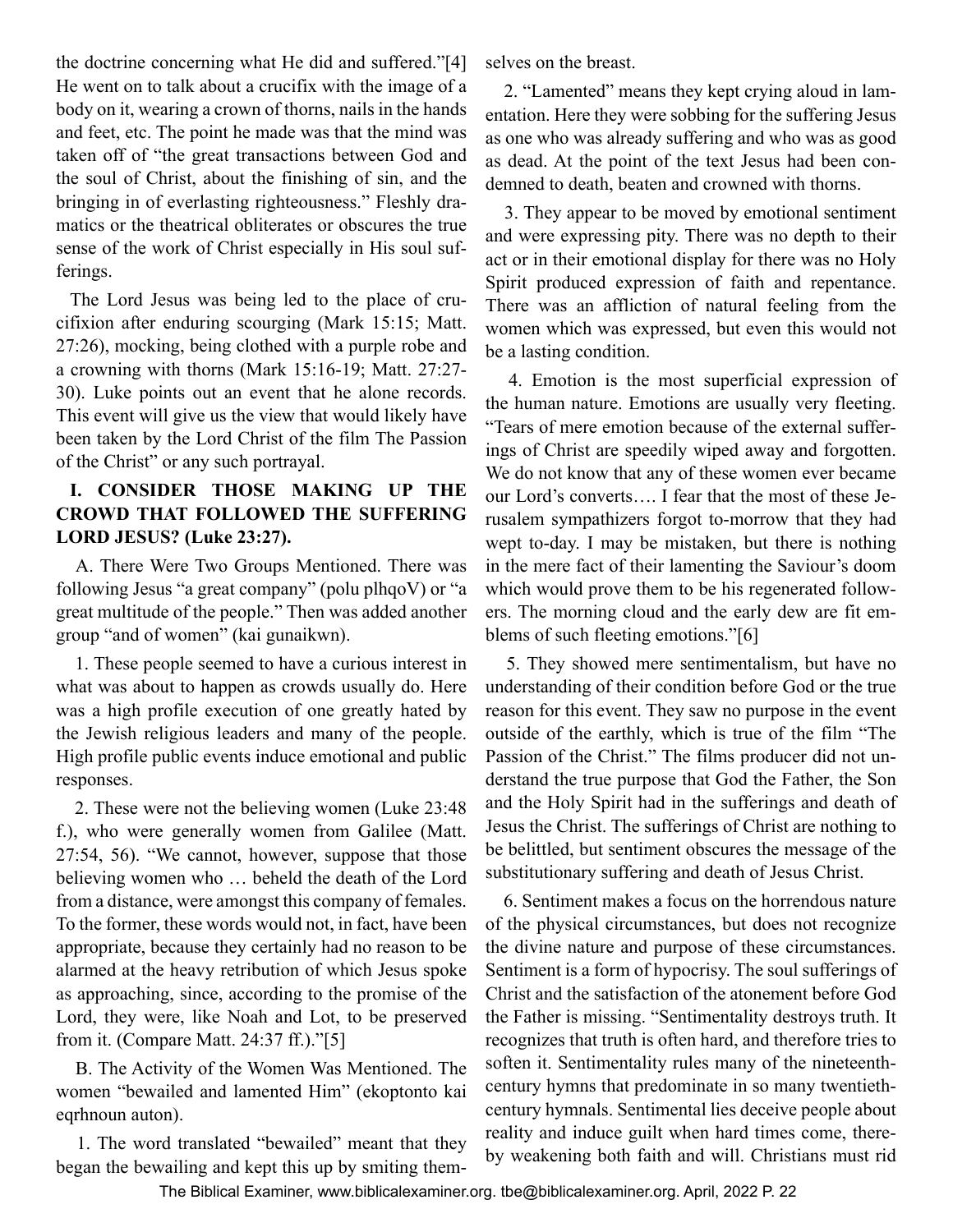the doctrine concerning what He did and suffered."[4] He went on to talk about a crucifix with the image of a body on it, wearing a crown of thorns, nails in the hands and feet, etc. The point he made was that the mind was taken off of "the great transactions between God and the soul of Christ, about the finishing of sin, and the bringing in of everlasting righteousness." Fleshly dramatics or the theatrical obliterates or obscures the true sense of the work of Christ especially in His soul sufferings.

The Lord Jesus was being led to the place of crucifixion after enduring scourging (Mark 15:15; Matt. 27:26), mocking, being clothed with a purple robe and a crowning with thorns (Mark 15:16-19; Matt. 27:27-30). Luke points out an event that he alone records. This event will give us the view that would likely have been taken by the Lord Christ of the film The Passion of the Christ" or any such portrayal.

## I. CONSIDER THOSE MAKING UP THE CROWD THAT FOLLOWED THE SUFFERING LORD JESUS? (Luke 23:27).

A. There Were Two Groups Mentioned. There was following Jesus "a great company" (polu plhqoV) or "a great multitude of the people." Then was added another group "and of women" (kai gunaikwn).

1. These people seemed to have a curious interest in what was about to happen as crowds usually do. Here was a high profile execution of one greatly hated by the Jewish religious leaders and many of the people. High profile public events induce emotional and public responses.

2. These were not the believing women (Luke 23:48 f.), who were generally women from Galilee (Matt. 27:54, 56). "We cannot, however, suppose that those believing women who … beheld the death of the Lord from a distance, were amongst this company of females. To the former, these words would not, in fact, have been appropriate, because they certainly had no reason to be alarmed at the heavy retribution of which Jesus spoke as approaching, since, according to the promise of the Lord, they were, like Noah and Lot, to be preserved from it. (Compare Matt. 24:37 ff.)."[5]

B. The Activity of the Women Was Mentioned. The women "bewailed and lamented Him" (ekoptonto kai eqrhnoun auton).

1. The word translated "bewailed" meant that they began the bewailing and kept this up by smiting themselves on the breast.

2. "Lamented" means they kept crying aloud in lamentation. Here they were sobbing for the suffering Jesus as one who was already suffering and who was as good as dead. At the point of the text Jesus had been condemned to death, beaten and crowned with thorns.

3. They appear to be moved by emotional sentiment and were expressing pity. There was no depth to their act or in their emotional display for there was no Holy Spirit produced expression of faith and repentance. There was an affliction of natural feeling from the women which was expressed, but even this would not be a lasting condition.

4. Emotion is the most superficial expression of the human nature. Emotions are usually very fleeting. "Tears of mere emotion because of the external sufferings of Christ are speedily wiped away and forgotten. We do not know that any of these women ever became our Lord's converts…. I fear that the most of these Jerusalem sympathizers forgot to-morrow that they had wept to-day. I may be mistaken, but there is nothing in the mere fact of their lamenting the Saviour's doom which would prove them to be his regenerated followers. The morning cloud and the early dew are fit emblems of such fleeting emotions."[6]

5. They showed mere sentimentalism, but have no understanding of their condition before God or the true reason for this event. They saw no purpose in the event outside of the earthly, which is true of the film "The Passion of the Christ." The films producer did not understand the true purpose that God the Father, the Son and the Holy Spirit had in the sufferings and death of Jesus the Christ. The sufferings of Christ are nothing to be belittled, but sentiment obscures the message of the substitutionary suffering and death of Jesus Christ.

6. Sentiment makes a focus on the horrendous nature of the physical circumstances, but does not recognize the divine nature and purpose of these circumstances. Sentiment is a form of hypocrisy. The soul sufferings of Christ and the satisfaction of the atonement before God the Father is missing. "Sentimentality destroys truth. It recognizes that truth is often hard, and therefore tries to soften it. Sentimentality rules many of the nineteenth-century hymns that predominate in so many twentieth-century hymnals. Sentimental lies deceive people about reality and induce guilt when hard times come, thereby weakening both faith and will. Christians must rid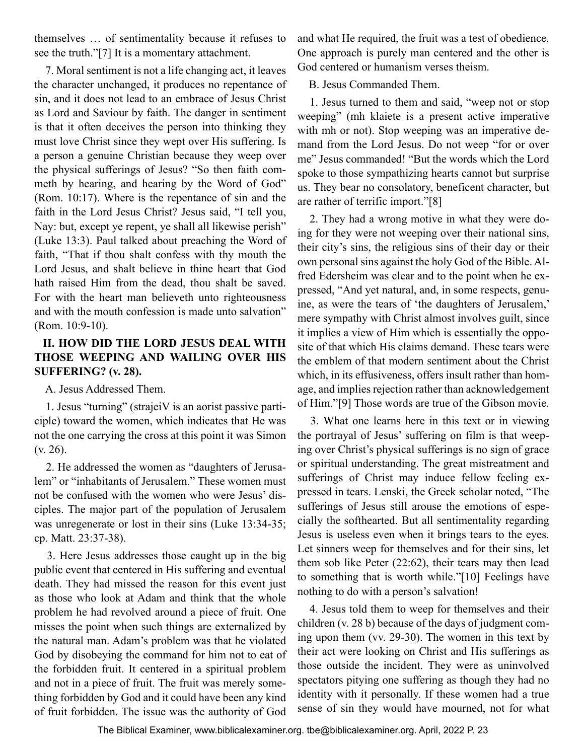themselves … of sentimentality because it refuses to see the truth."[7] It is a momentary attachment.

7. Moral sentiment is not a life changing act, it leaves the character unchanged, it produces no repentance of sin, and it does not lead to an embrace of Jesus Christ as Lord and Saviour by faith. The danger in sentiment is that it often deceives the person into thinking they must love Christ since they wept over His suffering. Is a person a genuine Christian because they weep over the physical sufferings of Jesus? "So then faith commeth by hearing, and hearing by the Word of God" (Rom. 10:17). Where is the repentance of sin and the faith in the Lord Jesus Christ? Jesus said, "I tell you, Nay: but, except ye repent, ye shall all likewise perish" (Luke 13:3). Paul talked about preaching the Word of faith, "That if thou shalt confess with thy mouth the Lord Jesus, and shalt believe in thine heart that God hath raised Him from the dead, thou shalt be saved. For with the heart man believeth unto righteousness and with the mouth confession is made unto salvation" (Rom. 10:9-10).

## II. HOW DID THE LORD JESUS DEAL WITH THOSE WEEPING AND WAILING OVER HIS SUFFERING? (v. 28).

A. Jesus Addressed Them.

1. Jesus "turning" (strajeiV is an aorist passive participle) toward the women, which indicates that He was not the one carrying the cross at this point it was Simon (v. 26).

2. He addressed the women as "daughters of Jerusalem" or "inhabitants of Jerusalem." These women must not be confused with the women who were Jesus' disciples. The major part of the population of Jerusalem was unregenerate or lost in their sins (Luke 13:34-35; cp. Matt. 23:37-38).

3. Here Jesus addresses those caught up in the big public event that centered in His suffering and eventual death. They had missed the reason for this event just as those who look at Adam and think that the whole problem he had revolved around a piece of fruit. One misses the point when such things are externalized by the natural man. Adam's problem was that he violated God by disobeying the command for him not to eat of the forbidden fruit. It centered in a spiritual problem and not in a piece of fruit. The fruit was merely something forbidden by God and it could have been any kind of fruit forbidden. The issue was the authority of God and what He required, the fruit was a test of obedience. One approach is purely man centered and the other is God centered or humanism verses theism.

B. Jesus Commanded Them.

1. Jesus turned to them and said, "weep not or stop weeping" (mh klaiete is a present active imperative with mh or not). Stop weeping was an imperative demand from the Lord Jesus. Do not weep "for or over me" Jesus commanded! "But the words which the Lord spoke to those sympathizing hearts cannot but surprise us. They bear no consolatory, beneficent character, but are rather of terrific import."[8]

2. They had a wrong motive in what they were doing for they were not weeping over their national sins, their city's sins, the religious sins of their day or their own personal sins against the holy God of the Bible. Alfred Edersheim was clear and to the point when he expressed, "And yet natural, and, in some respects, genuine, as were the tears of 'the daughters of Jerusalem,' mere sympathy with Christ almost involves guilt, since it implies a view of Him which is essentially the opposite of that which His claims demand. These tears were the emblem of that modern sentiment about the Christ which, in its effusiveness, offers insult rather than homage, and implies rejection rather than acknowledgement of Him."[9] Those words are true of the Gibson movie.

3. What one learns here in this text or in viewing the portrayal of Jesus' suffering on film is that weeping over Christ's physical sufferings is no sign of grace or spiritual understanding. The great mistreatment and sufferings of Christ may induce fellow feeling expressed in tears. Lenski, the Greek scholar noted, "The sufferings of Jesus still arouse the emotions of especially the softhearted. But all sentimentality regarding Jesus is useless even when it brings tears to the eyes. Let sinners weep for themselves and for their sins, let them sob like Peter (22:62), their tears may then lead to something that is worth while."[10] Feelings have nothing to do with a person's salvation!

4. Jesus told them to weep for themselves and their children (v. 28 b) because of the days of judgment coming upon them (vv. 29-30). The women in this text by their act were looking on Christ and His sufferings as those outside the incident. They were as uninvolved spectators pitying one suffering as though they had no identity with it personally. If these women had a true sense of sin they would have mourned, not for what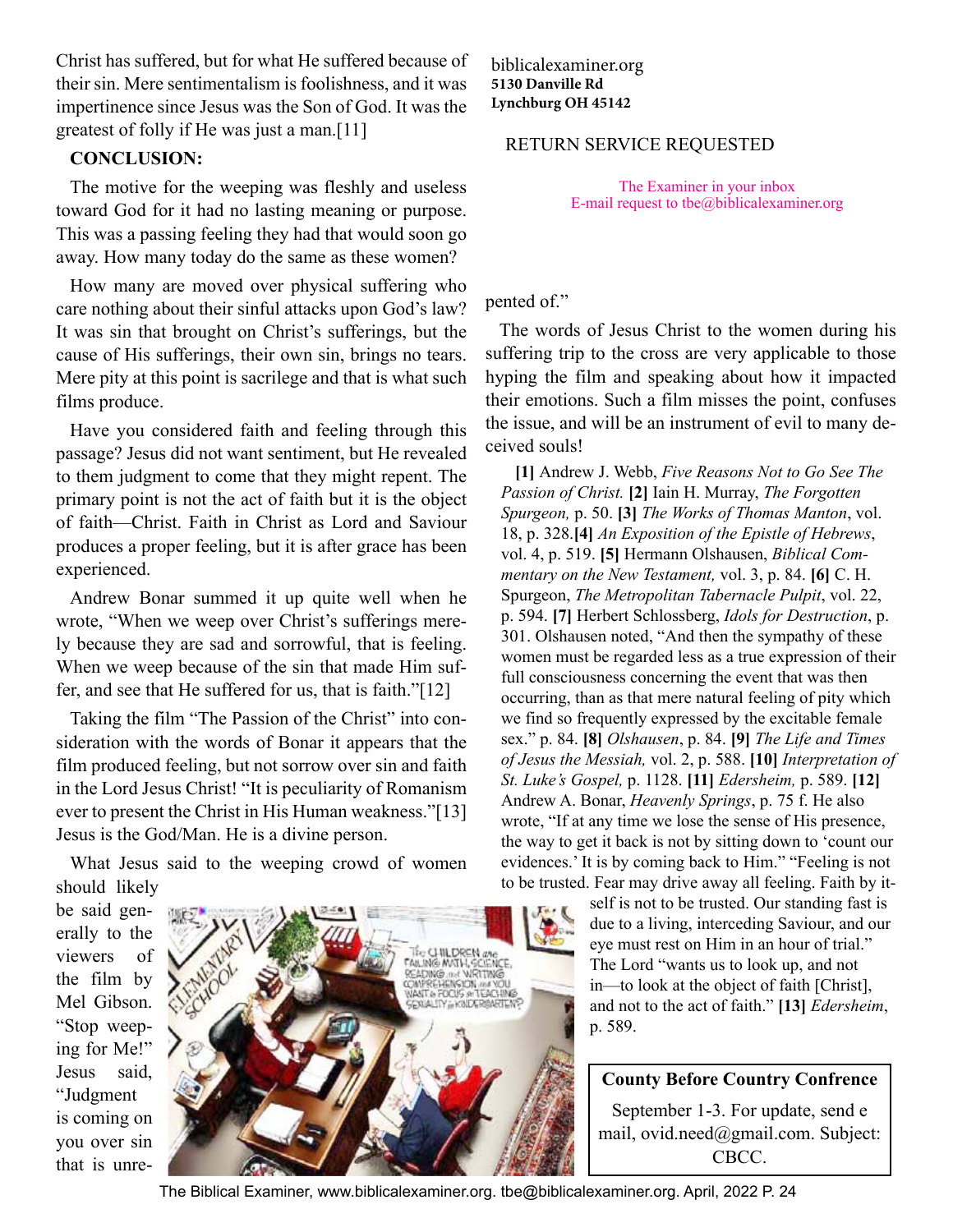Christ has suffered, but for what He suffered because of their sin. Mere sentimentalism is foolishness, and it was impertinence since Jesus was the Son of God. It was the greatest of folly if He was just a man.[11]

**CONCLUSION:**

The motive for the weeping was fleshly and useless toward God for it had no lasting meaning or purpose. This was a passing feeling they had that would soon go away. How many today do the same as these women?

How many are moved over physical suffering who care nothing about their sinful attacks upon God's law? It was sin that brought on Christ's sufferings, but the cause of His sufferings, their own sin, brings no tears. Mere pity at this point is sacrilege and that is what such films produce.

Have you considered faith and feeling through this passage? Jesus did not want sentiment, but He revealed to them judgment to come that they might repent. The primary point is not the act of faith but it is the object of faith—Christ. Faith in Christ as Lord and Saviour produces a proper feeling, but it is after grace has been experienced.

Andrew Bonar summed it up quite well when he wrote, "When we weep over Christ's sufferings merely because they are sad and sorrowful, that is feeling. When we weep because of the sin that made Him suffer, and see that He suffered for us, that is faith."[12]

Taking the film "The Passion of the Christ" into consideration with the words of Bonar it appears that the film produced feeling, but not sorrow over sin and faith in the Lord Jesus Christ! "It is peculiarity of Romanism ever to present the Christ in His Human weakness."[13] Jesus is the God/Man. He is a divine person.

What Jesus said to the weeping crowd of women should likely be said generally to the viewers of the film by Mel Gibson. "Stop weeping for Me!" Jesus said, "Judgment is coming on you over sin that is unrepented of."

The words of Jesus Christ to the women during his suffering trip to the cross are very applicable to those hyping the film and speaking about how it impacted their emotions. Such a film misses the point, confuses the issue, and will be an instrument of evil to many deceived souls!

**[1]** Andrew J. Webb, *Five Reasons Not to Go See The Passion of Christ.* **[2]** Iain H. Murray, *The Forgotten Spurgeon,* p. 50. **[3]** *The Works of Thomas Manton*, vol. 18, p. 328.**[4]** *An Exposition of the Epistle of Hebrews*, vol. 4, p. 519. **[5]** Hermann Olshausen, *Biblical Commentary on the New Testament,* vol. 3, p. 84. **[6]** C. H. Spurgeon, *The Metropolitan Tabernacle Pulpit*, vol. 22, p. 594. **[7]** Herbert Schlossberg, *Idols for Destruction*, p. 301. Olshausen noted, "And then the sympathy of these women must be regarded less as a true expression of their full consciousness concerning the event that was then occurring, than as that mere natural feeling of pity which we find so frequently expressed by the excitable female sex." p. 84. **[8]** *Olshausen*, p. 84. **[9]** *The Life and Times of Jesus the Messiah,* vol. 2, p. 588. **[10]** *Interpretation of St. Luke's Gospel,* p. 1128. **[11]** *Edersheim,* p. 589. **[12]** Andrew A. Bonar, *Heavenly Springs*, p. 75 f. He also wrote, "If at any time we lose the sense of His presence, the way to get it back is not by sitting down to 'count our evidences.' It is by coming back to Him." "Feeling is not to be trusted. Fear may drive away all feeling. Faith by itself is not to be trusted. Our standing fast is due to a living, interceding Saviour, and our eye must rest on Him in an hour of trial." The Lord "wants us to look up, and not in—to look at the object of faith [Christ], and not to the act of faith." **[13]** *Edersheim*, p. 589.

biblicalexaminer.org
**5130 Danville Rd**
**Lynchburg OH 45142**

RETURN SERVICE REQUESTED

The Examiner in your inbox
E-mail request to tbe@biblicalexaminer.org

**County Before Country Confrence**

September 1-3. For update, send e mail, ovid.need@gmail.com. Subject: CBCC.